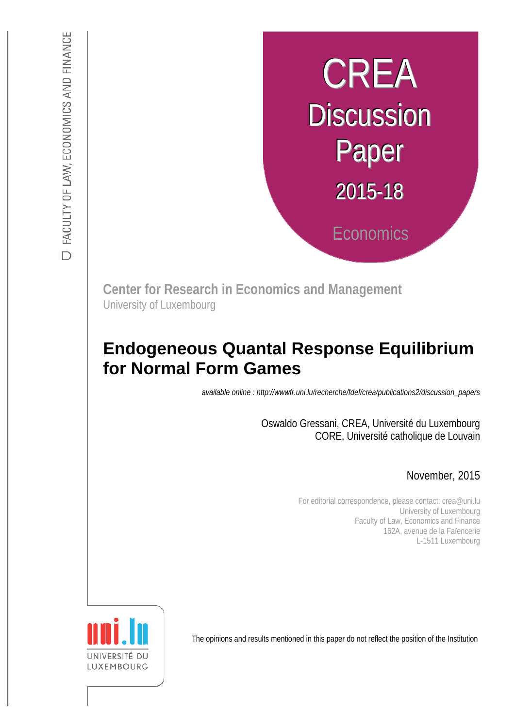FACULTY OF LAW, ECONOMICS AND FINANCE

CREA

Discussion Paper

2015-18

Economics

**Center for Research in Economics and Management**
University of Luxembourg

# Endogeneous Quantal Response Equilibrium for Normal Form Games

*available online : http://wwwfr.uni.lu/recherche/fdef/crea/publications2/discussion_papers*

Oswaldo Gressani, CREA, Université du Luxembourg
CORE, Université catholique de Louvain

November, 2015

For editorial correspondence, please contact: crea@uni.lu
University of Luxembourg
Faculty of Law, Economics and Finance
162A, avenue de la Faïencerie
L-1511 Luxembourg

uni.lu
UNIVERSITÉ DU LUXEMBOURG

The opinions and results mentioned in this paper do not reflect the position of the Institution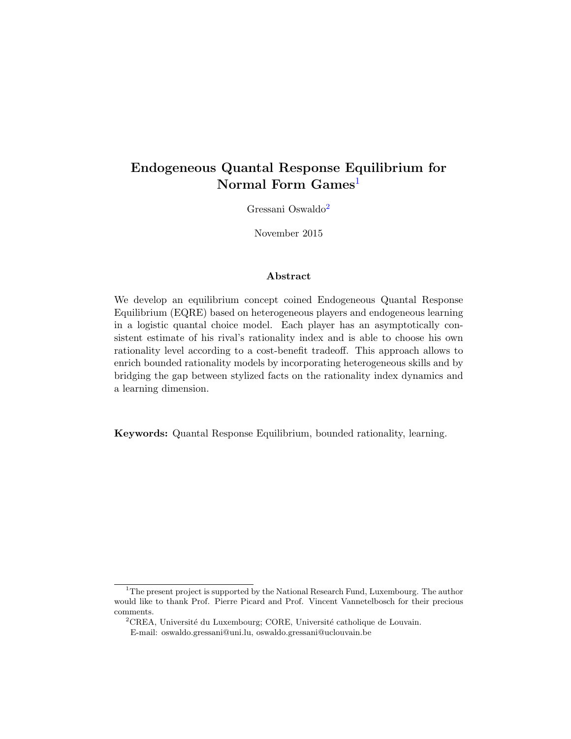# Endogeneous Quantal Response Equilibrium for Normal Form Games[1]

Gressani Oswaldo[2]

November 2015

### Abstract

We develop an equilibrium concept coined Endogeneous Quantal Response Equilibrium (EQRE) based on heterogeneous players and endogeneous learning in a logistic quantal choice model. Each player has an asymptotically consistent estimate of his rival's rationality index and is able to choose his own rationality level according to a cost-benefit tradeoff. This approach allows to enrich bounded rationality models by incorporating heterogeneous skills and by bridging the gap between stylized facts on the rationality index dynamics and a learning dimension.

**Keywords:** Quantal Response Equilibrium, bounded rationality, learning.

---

[1] The present project is supported by the National Research Fund, Luxembourg. The author would like to thank Prof. Pierre Picard and Prof. Vincent Vannetelbosch for their precious comments.

[2] CREA, Université du Luxembourg; CORE, Université catholique de Louvain.
E-mail: oswaldo.gressani@uni.lu, oswaldo.gressani@uclouvain.be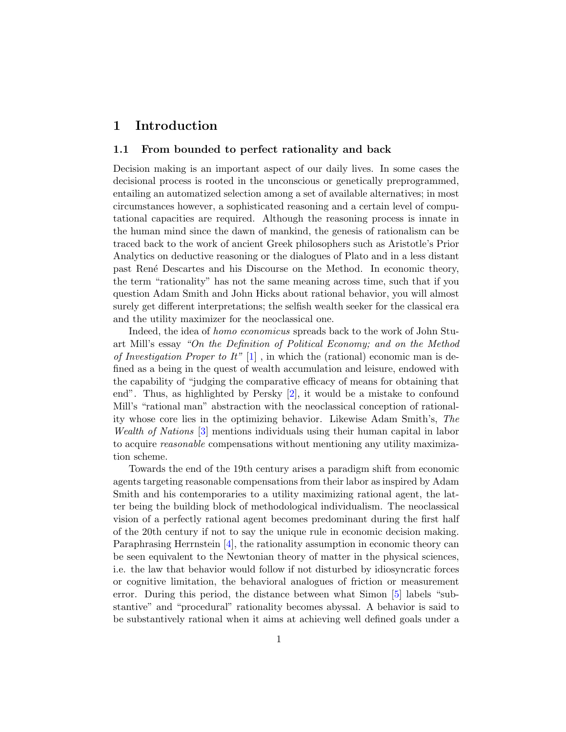# 1 Introduction

## 1.1 From bounded to perfect rationality and back

Decision making is an important aspect of our daily lives. In some cases the decisional process is rooted in the unconscious or genetically preprogrammed, entailing an automatized selection among a set of available alternatives; in most circumstances however, a sophisticated reasoning and a certain level of computational capacities are required. Although the reasoning process is innate in the human mind since the dawn of mankind, the genesis of rationalism can be traced back to the work of ancient Greek philosophers such as Aristotle's Prior Analytics on deductive reasoning or the dialogues of Plato and in a less distant past René Descartes and his Discourse on the Method. In economic theory, the term "rationality" has not the same meaning across time, such that if you question Adam Smith and John Hicks about rational behavior, you will almost surely get different interpretations; the selfish wealth seeker for the classical era and the utility maximizer for the neoclassical one.

Indeed, the idea of *homo economicus* spreads back to the work of John Stuart Mill's essay *"On the Definition of Political Economy; and on the Method of Investigation Proper to It"* [1] , in which the (rational) economic man is defined as a being in the quest of wealth accumulation and leisure, endowed with the capability of "judging the comparative efficacy of means for obtaining that end". Thus, as highlighted by Persky [2], it would be a mistake to confound Mill's "rational man" abstraction with the neoclassical conception of rationality whose core lies in the optimizing behavior. Likewise Adam Smith's, *The Wealth of Nations* [3] mentions individuals using their human capital in labor to acquire *reasonable* compensations without mentioning any utility maximization scheme.

Towards the end of the 19th century arises a paradigm shift from economic agents targeting reasonable compensations from their labor as inspired by Adam Smith and his contemporaries to a utility maximizing rational agent, the latter being the building block of methodological individualism. The neoclassical vision of a perfectly rational agent becomes predominant during the first half of the 20th century if not to say the unique rule in economic decision making. Paraphrasing Herrnstein [4], the rationality assumption in economic theory can be seen equivalent to the Newtonian theory of matter in the physical sciences, i.e. the law that behavior would follow if not disturbed by idiosyncratic forces or cognitive limitation, the behavioral analogues of friction or measurement error. During this period, the distance between what Simon [5] labels "substantive" and "procedural" rationality becomes abyssal. A behavior is said to be substantively rational when it aims at achieving well defined goals under a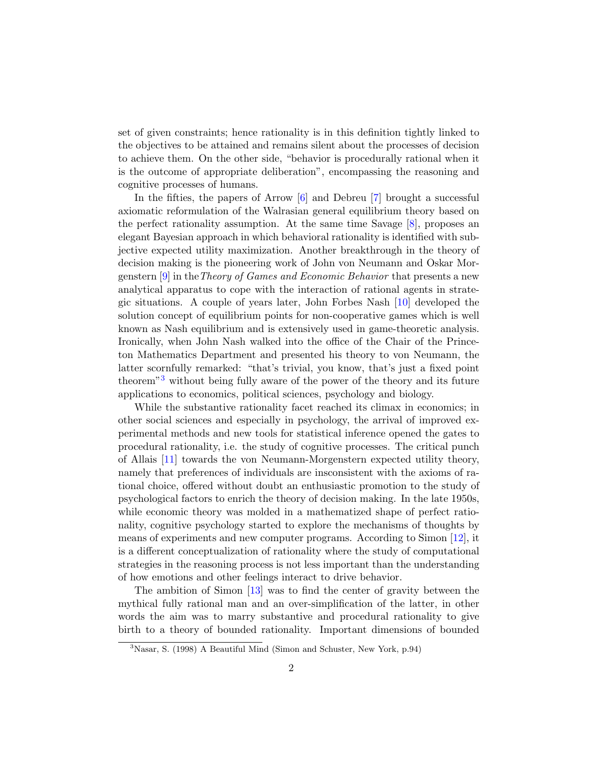set of given constraints; hence rationality is in this definition tightly linked to the objectives to be attained and remains silent about the processes of decision to achieve them. On the other side, "behavior is procedurally rational when it is the outcome of appropriate deliberation", encompassing the reasoning and cognitive processes of humans.

In the fifties, the papers of Arrow [6] and Debreu [7] brought a successful axiomatic reformulation of the Walrasian general equilibrium theory based on the perfect rationality assumption. At the same time Savage [8], proposes an elegant Bayesian approach in which behavioral rationality is identified with subjective expected utility maximization. Another breakthrough in the theory of decision making is the pioneering work of John von Neumann and Oskar Morgenstern [9] in the *Theory of Games and Economic Behavior* that presents a new analytical apparatus to cope with the interaction of rational agents in strategic situations. A couple of years later, John Forbes Nash [10] developed the solution concept of equilibrium points for non-cooperative games which is well known as Nash equilibrium and is extensively used in game-theoretic analysis. Ironically, when John Nash walked into the office of the Chair of the Princeton Mathematics Department and presented his theory to von Neumann, the latter scornfully remarked: "that's trivial, you know, that's just a fixed point theorem"[3] without being fully aware of the power of the theory and its future applications to economics, political sciences, psychology and biology.

While the substantive rationality facet reached its climax in economics; in other social sciences and especially in psychology, the arrival of improved experimental methods and new tools for statistical inference opened the gates to procedural rationality, i.e. the study of cognitive processes. The critical punch of Allais [11] towards the von Neumann-Morgenstern expected utility theory, namely that preferences of individuals are inconsistent with the axioms of rational choice, offered without doubt an enthusiastic promotion to the study of psychological factors to enrich the theory of decision making. In the late 1950s, while economic theory was molded in a mathematized shape of perfect rationality, cognitive psychology started to explore the mechanisms of thoughts by means of experiments and new computer programs. According to Simon [12], it is a different conceptualization of rationality where the study of computational strategies in the reasoning process is not less important than the understanding of how emotions and other feelings interact to drive behavior.

The ambition of Simon [13] was to find the center of gravity between the mythical fully rational man and an over-simplification of the latter, in other words the aim was to marry substantive and procedural rationality to give birth to a theory of bounded rationality. Important dimensions of bounded

[3] Nasar, S. (1998) A Beautiful Mind (Simon and Schuster, New York, p.94)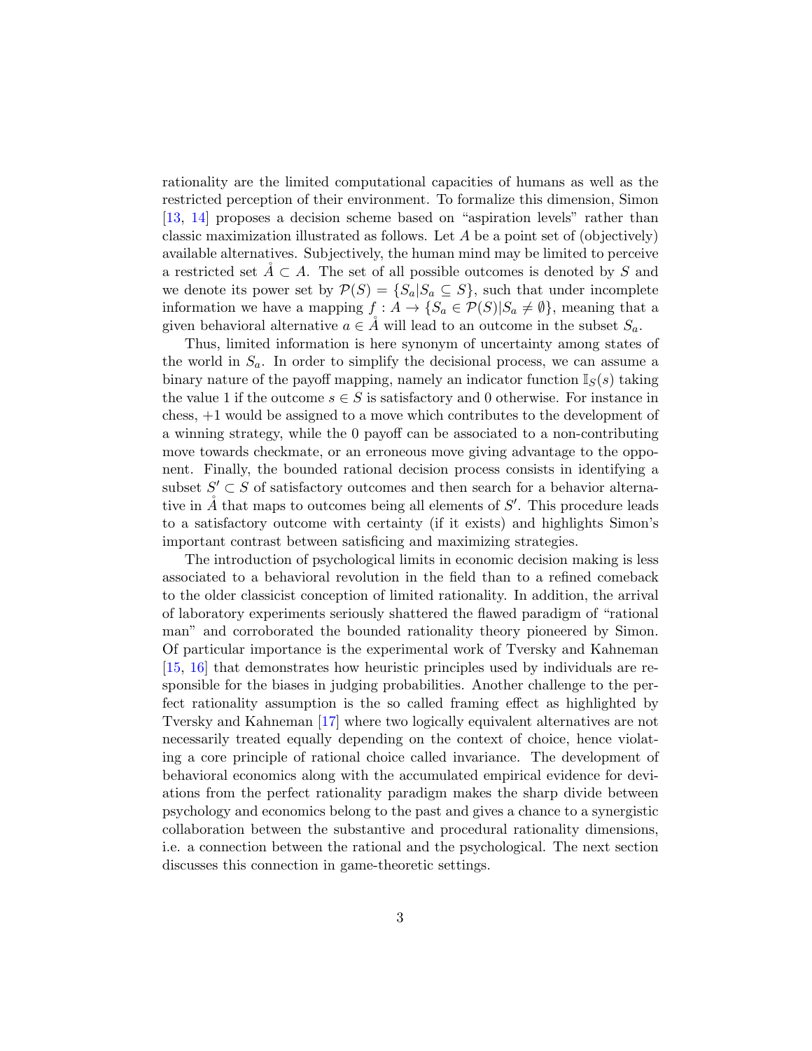rationality are the limited computational capacities of humans as well as the restricted perception of their environment. To formalize this dimension, Simon [13, 14] proposes a decision scheme based on "aspiration levels" rather than classic maximization illustrated as follows. Let $A$ be a point set of (objectively) available alternatives. Subjectively, the human mind may be limited to perceive a restricted set $\mathring{A} \subset A$. The set of all possible outcomes is denoted by $S$ and we denote its power set by $\mathcal{P}(S) = \{S_a | S_a \subseteq S\}$, such that under incomplete information we have a mapping $f : \mathring{A} \rightarrow \{S_a \in \mathcal{P}(S) | S_a \neq \emptyset\}$, meaning that a given behavioral alternative $a \in \mathring{A}$ will lead to an outcome in the subset $S_a$.

Thus, limited information is here synonym of uncertainty among states of the world in $S_a$. In order to simplify the decisional process, we can assume a binary nature of the payoff mapping, namely an indicator function $\mathbb{I}_S(s)$ taking the value 1 if the outcome $s \in S$ is satisfactory and 0 otherwise. For instance in chess, $+1$ would be assigned to a move which contributes to the development of a winning strategy, while the 0 payoff can be associated to a non-contributing move towards checkmate, or an erroneous move giving advantage to the opponent. Finally, the bounded rational decision process consists in identifying a subset $S' \subset S$ of satisfactory outcomes and then search for a behavior alternative in $\mathring{A}$ that maps to outcomes being all elements of $S'$. This procedure leads to a satisfactory outcome with certainty (if it exists) and highlights Simon's important contrast between satisficing and maximizing strategies.

The introduction of psychological limits in economic decision making is less associated to a behavioral revolution in the field than to a refined comeback to the older classicist conception of limited rationality. In addition, the arrival of laboratory experiments seriously shattered the flawed paradigm of "rational man" and corroborated the bounded rationality theory pioneered by Simon. Of particular importance is the experimental work of Tversky and Kahneman [15, 16] that demonstrates how heuristic principles used by individuals are responsible for the biases in judging probabilities. Another challenge to the perfect rationality assumption is the so called framing effect as highlighted by Tversky and Kahneman [17] where two logically equivalent alternatives are not necessarily treated equally depending on the context of choice, hence violating a core principle of rational choice called invariance. The development of behavioral economics along with the accumulated empirical evidence for deviations from the perfect rationality paradigm makes the sharp divide between psychology and economics belong to the past and gives a chance to a synergistic collaboration between the substantive and procedural rationality dimensions, i.e. a connection between the rational and the psychological. The next section discusses this connection in game-theoretic settings.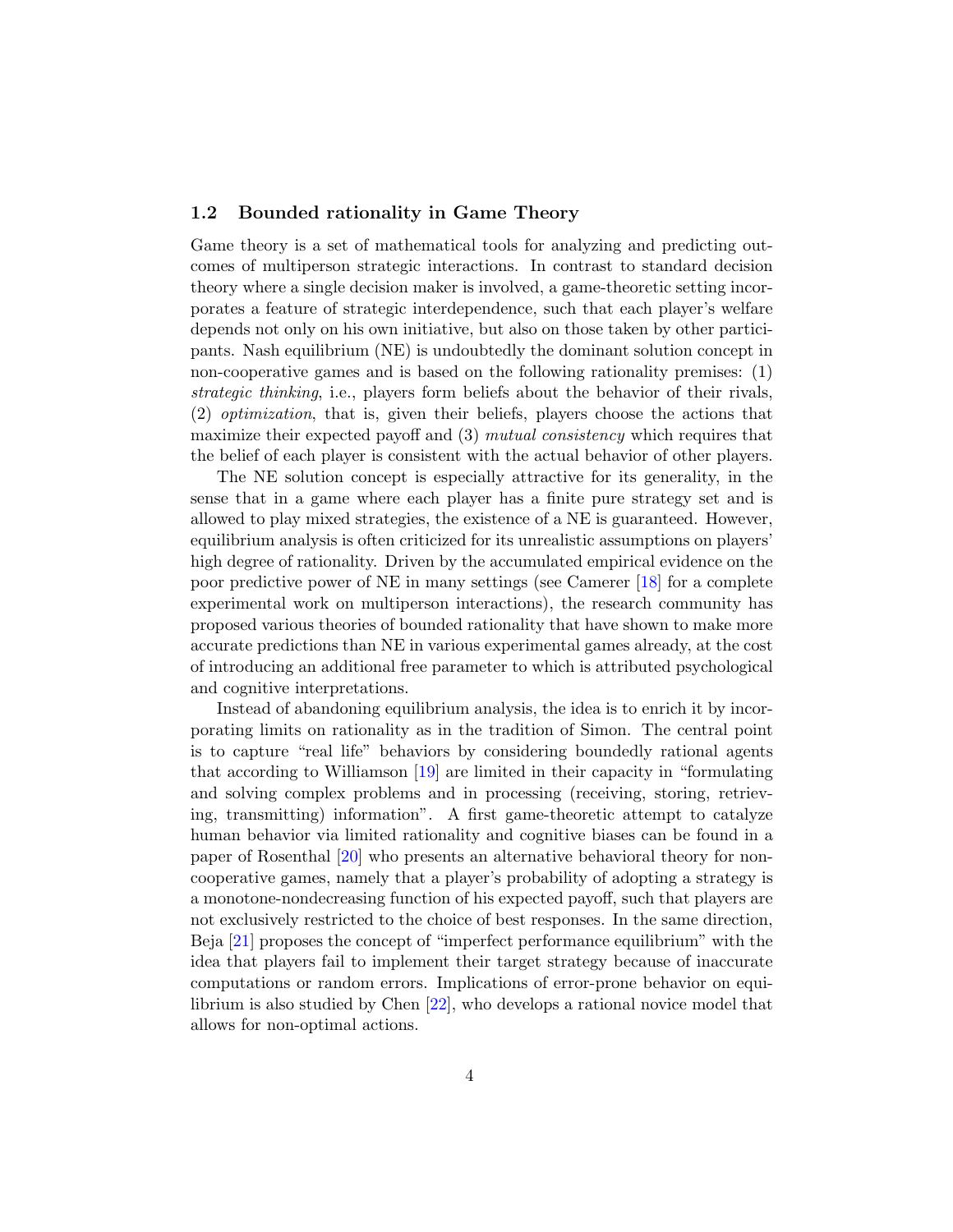### 1.2 Bounded rationality in Game Theory

Game theory is a set of mathematical tools for analyzing and predicting outcomes of multiperson strategic interactions. In contrast to standard decision theory where a single decision maker is involved, a game-theoretic setting incorporates a feature of strategic interdependence, such that each player's welfare depends not only on his own initiative, but also on those taken by other participants. Nash equilibrium (NE) is undoubtedly the dominant solution concept in non-cooperative games and is based on the following rationality premises: (1) *strategic thinking*, i.e., players form beliefs about the behavior of their rivals, (2) *optimization*, that is, given their beliefs, players choose the actions that maximize their expected payoff and (3) *mutual consistency* which requires that the belief of each player is consistent with the actual behavior of other players.

The NE solution concept is especially attractive for its generality, in the sense that in a game where each player has a finite pure strategy set and is allowed to play mixed strategies, the existence of a NE is guaranteed. However, equilibrium analysis is often criticized for its unrealistic assumptions on players' high degree of rationality. Driven by the accumulated empirical evidence on the poor predictive power of NE in many settings (see Camerer [18] for a complete experimental work on multiperson interactions), the research community has proposed various theories of bounded rationality that have shown to make more accurate predictions than NE in various experimental games already, at the cost of introducing an additional free parameter to which is attributed psychological and cognitive interpretations.

Instead of abandoning equilibrium analysis, the idea is to enrich it by incorporating limits on rationality as in the tradition of Simon. The central point is to capture "real life" behaviors by considering boundedly rational agents that according to Williamson [19] are limited in their capacity in "formulating and solving complex problems and in processing (receiving, storing, retrieving, transmitting) information". A first game-theoretic attempt to catalyze human behavior via limited rationality and cognitive biases can be found in a paper of Rosenthal [20] who presents an alternative behavioral theory for non-cooperative games, namely that a player's probability of adopting a strategy is a monotone-nondecreasing function of his expected payoff, such that players are not exclusively restricted to the choice of best responses. In the same direction, Beja [21] proposes the concept of "imperfect performance equilibrium" with the idea that players fail to implement their target strategy because of inaccurate computations or random errors. Implications of error-prone behavior on equilibrium is also studied by Chen [22], who develops a rational novice model that allows for non-optimal actions.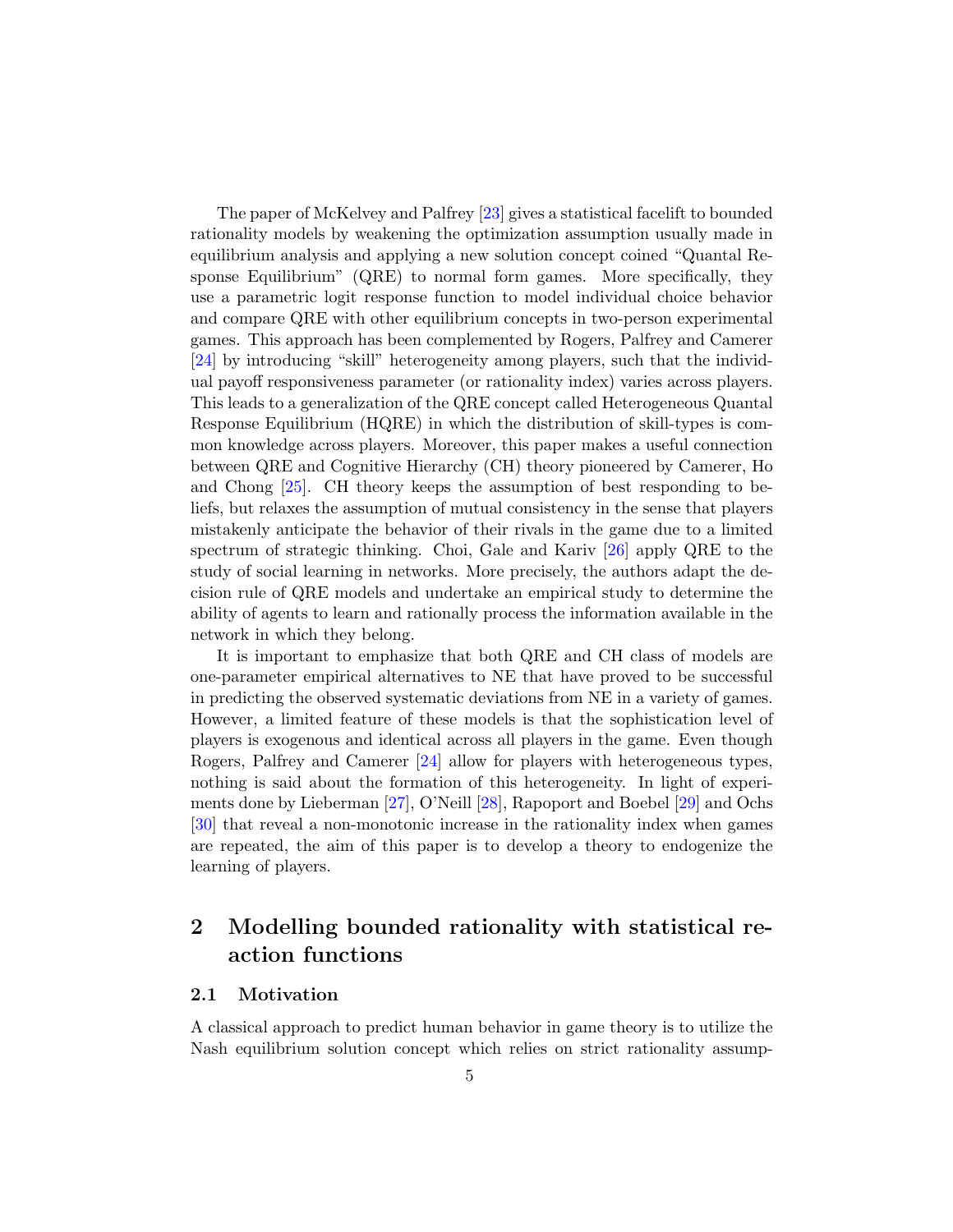The paper of McKelvey and Palfrey [23] gives a statistical facelift to bounded rationality models by weakening the optimization assumption usually made in equilibrium analysis and applying a new solution concept coined "Quantal Response Equilibrium" (QRE) to normal form games. More specifically, they use a parametric logit response function to model individual choice behavior and compare QRE with other equilibrium concepts in two-person experimental games. This approach has been complemented by Rogers, Palfrey and Camerer [24] by introducing "skill" heterogeneity among players, such that the individual payoff responsiveness parameter (or rationality index) varies across players. This leads to a generalization of the QRE concept called Heterogeneous Quantal Response Equilibrium (HQRE) in which the distribution of skill-types is common knowledge across players. Moreover, this paper makes a useful connection between QRE and Cognitive Hierarchy (CH) theory pioneered by Camerer, Ho and Chong [25]. CH theory keeps the assumption of best responding to beliefs, but relaxes the assumption of mutual consistency in the sense that players mistakenly anticipate the behavior of their rivals in the game due to a limited spectrum of strategic thinking. Choi, Gale and Kariv [26] apply QRE to the study of social learning in networks. More precisely, the authors adapt the decision rule of QRE models and undertake an empirical study to determine the ability of agents to learn and rationally process the information available in the network in which they belong.

It is important to emphasize that both QRE and CH class of models are one-parameter empirical alternatives to NE that have proved to be successful in predicting the observed systematic deviations from NE in a variety of games. However, a limited feature of these models is that the sophistication level of players is exogenous and identical across all players in the game. Even though Rogers, Palfrey and Camerer [24] allow for players with heterogeneous types, nothing is said about the formation of this heterogeneity. In light of experiments done by Lieberman [27], O'Neill [28], Rapoport and Boebel [29] and Ochs [30] that reveal a non-monotonic increase in the rationality index when games are repeated, the aim of this paper is to develop a theory to endogenize the learning of players.

# 2 Modelling bounded rationality with statistical reaction functions

## 2.1 Motivation

A classical approach to predict human behavior in game theory is to utilize the Nash equilibrium solution concept which relies on strict rationality assump-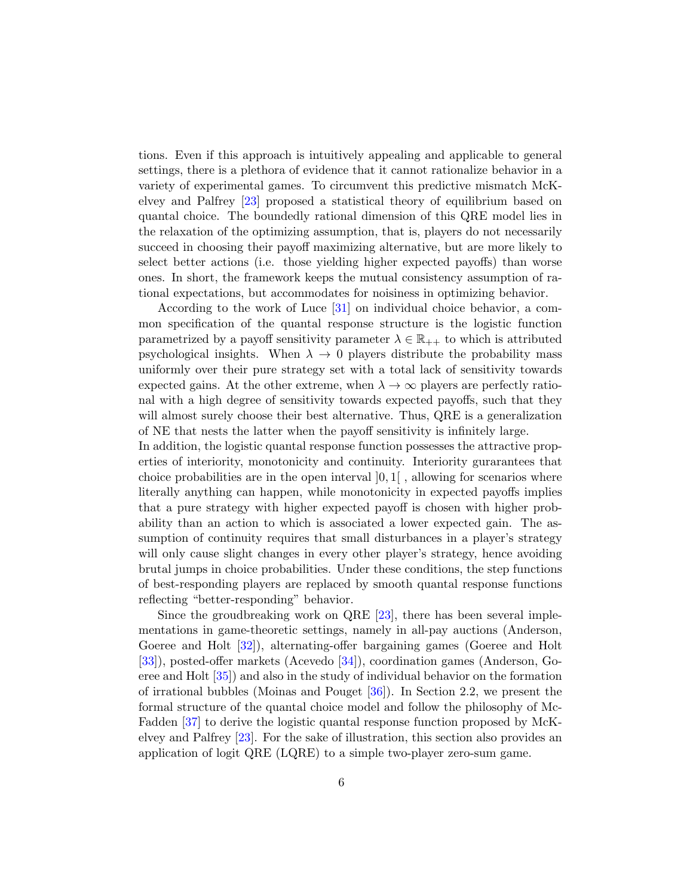tions. Even if this approach is intuitively appealing and applicable to general settings, there is a plethora of evidence that it cannot rationalize behavior in a variety of experimental games. To circumvent this predictive mismatch McKelvey and Palfrey [23] proposed a statistical theory of equilibrium based on quantal choice. The boundedly rational dimension of this QRE model lies in the relaxation of the optimizing assumption, that is, players do not necessarily succeed in choosing their payoff maximizing alternative, but are more likely to select better actions (i.e. those yielding higher expected payoffs) than worse ones. In short, the framework keeps the mutual consistency assumption of rational expectations, but accommodates for noisiness in optimizing behavior.

According to the work of Luce [31] on individual choice behavior, a common specification of the quantal response structure is the logistic function parametrized by a payoff sensitivity parameter $\lambda \in \mathbb{R}_{++}$ to which is attributed psychological insights. When $\lambda \to 0$ players distribute the probability mass uniformly over their pure strategy set with a total lack of sensitivity towards expected gains. At the other extreme, when $\lambda \to \infty$ players are perfectly rational with a high degree of sensitivity towards expected payoffs, such that they will almost surely choose their best alternative. Thus, QRE is a generalization of NE that nests the latter when the payoff sensitivity is infinitely large.
In addition, the logistic quantal response function possesses the attractive properties of interiority, monotonicity and continuity. Interiority gurarantees that choice probabilities are in the open interval $]0, 1[$ , allowing for scenarios where literally anything can happen, while monotonicity in expected payoffs implies that a pure strategy with higher expected payoff is chosen with higher probability than an action to which is associated a lower expected gain. The assumption of continuity requires that small disturbances in a player's strategy will only cause slight changes in every other player's strategy, hence avoiding brutal jumps in choice probabilities. Under these conditions, the step functions of best-responding players are replaced by smooth quantal response functions reflecting "better-responding" behavior.

Since the groudbreaking work on QRE [23], there has been several implementations in game-theoretic settings, namely in all-pay auctions (Anderson, Goeree and Holt [32]), alternating-offer bargaining games (Goeree and Holt [33]), posted-offer markets (Acevedo [34]), coordination games (Anderson, Goeree and Holt [35]) and also in the study of individual behavior on the formation of irrational bubbles (Moinas and Pouget [36]). In Section 2.2, we present the formal structure of the quantal choice model and follow the philosophy of McFadden [37] to derive the logistic quantal response function proposed by McKelvey and Palfrey [23]. For the sake of illustration, this section also provides an application of logit QRE (LQRE) to a simple two-player zero-sum game.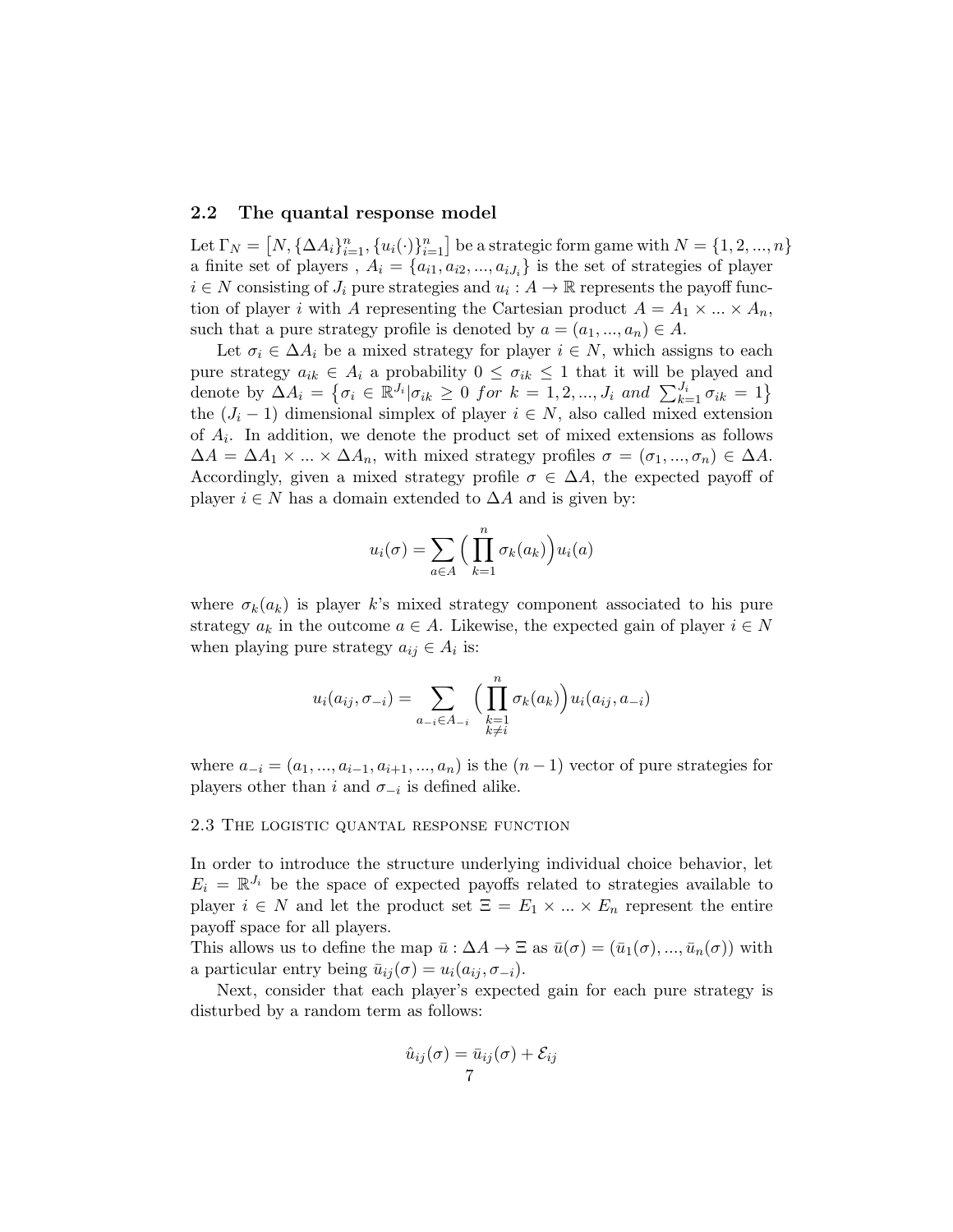### 2.2 The quantal response model

Let $\Gamma_N = \left[N, \{\Delta A_i\}_{i=1}^n, \{u_i(\cdot)\}_{i=1}^n\right]$ be a strategic form game with $N = \{1, 2, ..., n\}$ a finite set of players , $A_i = \{a_{i1}, a_{i2}, ..., a_{iJ_i}\}$ is the set of strategies of player $i \in N$ consisting of $J_i$ pure strategies and $u_i : A \to \mathbb{R}$ represents the payoff function of player $i$ with $A$ representing the Cartesian product $A = A_1 \times ... \times A_n$, such that a pure strategy profile is denoted by $a = (a_1, ..., a_n) \in A$.

Let $\sigma_i \in \Delta A_i$ be a mixed strategy for player $i \in N$, which assigns to each pure strategy $a_{ik} \in A_i$ a probability $0 \leq \sigma_{ik} \leq 1$ that it will be played and denote by $\Delta A_i = \left\{\sigma_i \in \mathbb{R}^{J_i} | \sigma_{ik} \geq 0 \; for \; k = 1, 2, ..., J_i \; and \; \sum_{k=1}^{J_i} \sigma_{ik} = 1\right\}$ the $(J_i - 1)$ dimensional simplex of player $i \in N$, also called mixed extension of $A_i$. In addition, we denote the product set of mixed extensions as follows $\Delta A = \Delta A_1 \times ... \times \Delta A_n$, with mixed strategy profiles $\sigma = (\sigma_1, ..., \sigma_n) \in \Delta A$. Accordingly, given a mixed strategy profile $\sigma \in \Delta A$, the expected payoff of player $i \in N$ has a domain extended to $\Delta A$ and is given by:

$$u_i(\sigma) = \sum_{a \in A} \Big( \prod_{k=1}^{n} \sigma_k(a_k) \Big) u_i(a)$$

where $\sigma_k(a_k)$ is player $k$'s mixed strategy component associated to his pure strategy $a_k$ in the outcome $a \in A$. Likewise, the expected gain of player $i \in N$ when playing pure strategy $a_{ij} \in A_i$ is:

$$u_i(a_{ij}, \sigma_{-i}) = \sum_{a_{-i} \in A_{-i}} \Big( \prod_{\substack{k=1 \\ k \neq i}}^{n} \sigma_k(a_k) \Big) u_i(a_{ij}, a_{-i})$$

where $a_{-i} = (a_1, ..., a_{i-1}, a_{i+1}, ..., a_n)$ is the $(n-1)$ vector of pure strategies for players other than $i$ and $\sigma_{-i}$ is defined alike.

#### 2.3 The logistic quantal response function

In order to introduce the structure underlying individual choice behavior, let $E_i = \mathbb{R}^{J_i}$ be the space of expected payoffs related to strategies available to player $i \in N$ and let the product set $\Xi = E_1 \times ... \times E_n$ represent the entire payoff space for all players.

This allows us to define the map $\bar{u} : \Delta A \to \Xi$ as $\bar{u}(\sigma) = (\bar{u}_1(\sigma), ..., \bar{u}_n(\sigma))$ with a particular entry being $\bar{u}_{ij}(\sigma) = u_i(a_{ij}, \sigma_{-i})$.

Next, consider that each player's expected gain for each pure strategy is disturbed by a random term as follows:

$$\hat{u}_{ij}(\sigma) = \bar{u}_{ij}(\sigma) + \mathcal{E}_{ij}$$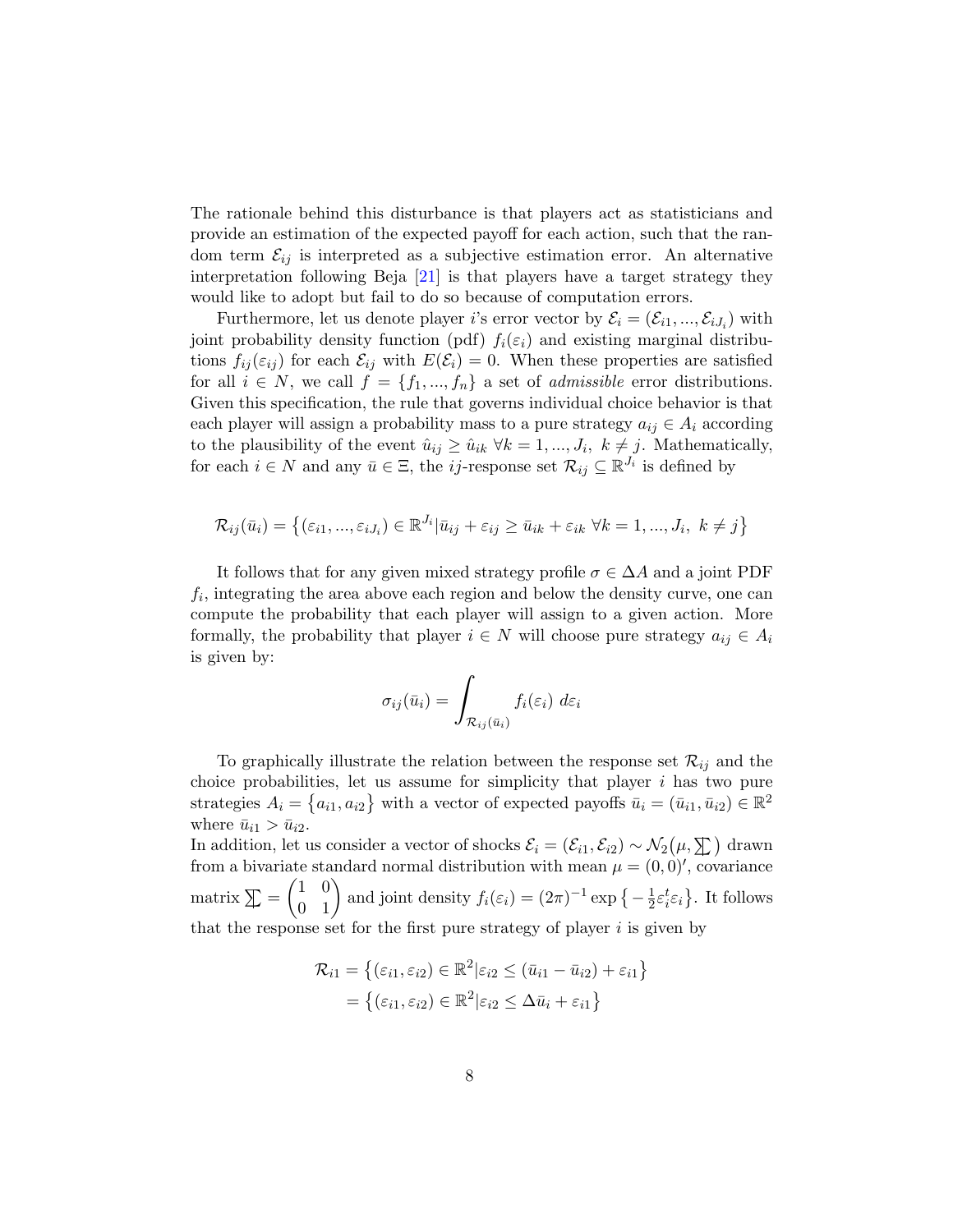The rationale behind this disturbance is that players act as statisticians and provide an estimation of the expected payoff for each action, such that the random term $\mathcal{E}_{ij}$ is interpreted as a subjective estimation error. An alternative interpretation following Beja [21] is that players have a target strategy they would like to adopt but fail to do so because of computation errors.

Furthermore, let us denote player $i$'s error vector by $\mathcal{E}_i = (\mathcal{E}_{i1}, ..., \mathcal{E}_{iJ_i})$ with joint probability density function (pdf) $f_i(\varepsilon_i)$ and existing marginal distributions $f_{ij}(\varepsilon_{ij})$ for each $\mathcal{E}_{ij}$ with $E(\mathcal{E}_i) = 0$. When these properties are satisfied for all $i \in N$, we call $f = \{f_1, ..., f_n\}$ a set of *admissible* error distributions. Given this specification, the rule that governs individual choice behavior is that each player will assign a probability mass to a pure strategy $a_{ij} \in A_i$ according to the plausibility of the event $\hat{u}_{ij} \geq \hat{u}_{ik}\ \forall k = 1, ..., J_i,\ k \neq j$. Mathematically, for each $i \in N$ and any $\bar{u} \in \Xi$, the $ij$-response set $\mathcal{R}_{ij} \subseteq \mathbb{R}^{J_i}$ is defined by

$$\mathcal{R}_{ij}(\bar{u}_i) = \left\{(\varepsilon_{i1}, ..., \varepsilon_{iJ_i}) \in \mathbb{R}^{J_i} | \bar{u}_{ij} + \varepsilon_{ij} \geq \bar{u}_{ik} + \varepsilon_{ik}\ \forall k = 1, ..., J_i,\ k \neq j\right\}$$

It follows that for any given mixed strategy profile $\sigma \in \Delta A$ and a joint PDF $f_i$, integrating the area above each region and below the density curve, one can compute the probability that each player will assign to a given action. More formally, the probability that player $i \in N$ will choose pure strategy $a_{ij} \in A_i$ is given by:

$$\sigma_{ij}(\bar{u}_i) = \int_{\mathcal{R}_{ij}(\bar{u}_i)} f_i(\varepsilon_i)\ d\varepsilon_i$$

To graphically illustrate the relation between the response set $\mathcal{R}_{ij}$ and the choice probabilities, let us assume for simplicity that player $i$ has two pure strategies $A_i = \{a_{i1}, a_{i2}\}$ with a vector of expected payoffs $\bar{u}_i = (\bar{u}_{i1}, \bar{u}_{i2}) \in \mathbb{R}^2$ where $\bar{u}_{i1} > \bar{u}_{i2}$.
In addition, let us consider a vector of shocks $\mathcal{E}_i = (\mathcal{E}_{i1}, \mathcal{E}_{i2}) \sim \mathcal{N}_2(\mu, \sum)$ drawn from a bivariate standard normal distribution with mean $\mu = (0, 0)'$, covariance matrix $\sum = \begin{pmatrix} 1 & 0 \\ 0 & 1 \end{pmatrix}$ and joint density $f_i(\varepsilon_i) = (2\pi)^{-1} \exp\left\{-\frac{1}{2}\varepsilon_i^t \varepsilon_i\right\}$. It follows that the response set for the first pure strategy of player $i$ is given by

$$\begin{aligned}
\mathcal{R}_{i1} &= \left\{(\varepsilon_{i1}, \varepsilon_{i2}) \in \mathbb{R}^2 | \varepsilon_{i2} \leq (\bar{u}_{i1} - \bar{u}_{i2}) + \varepsilon_{i1}\right\} \\
&= \left\{(\varepsilon_{i1}, \varepsilon_{i2}) \in \mathbb{R}^2 | \varepsilon_{i2} \leq \Delta\bar{u}_i + \varepsilon_{i1}\right\}
\end{aligned}$$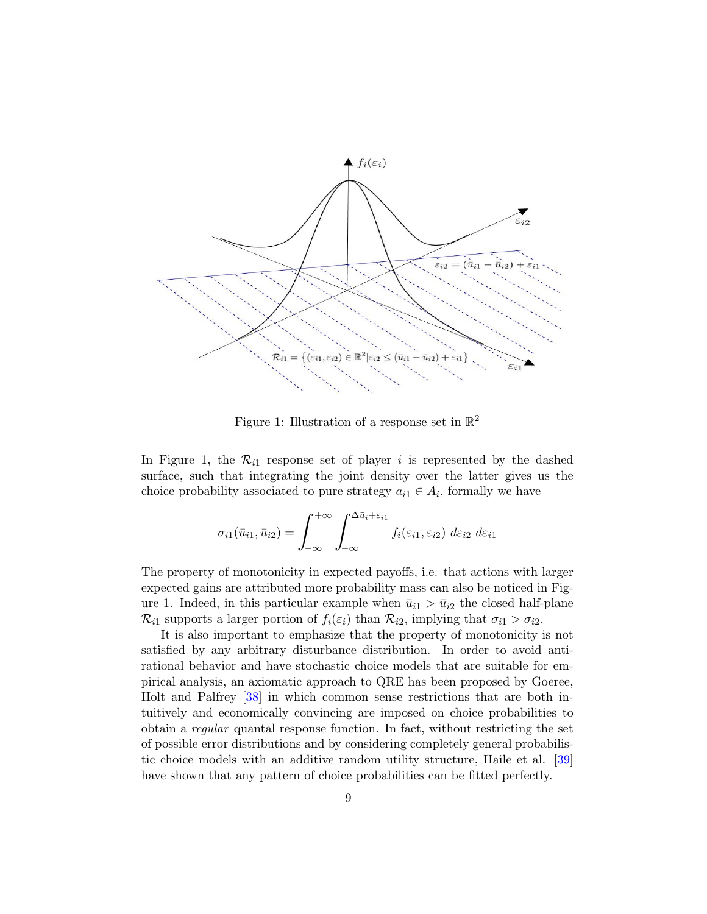$f_i(\varepsilon_i)$

$\varepsilon_{i2}$

$\varepsilon_{i2} = (\bar{u}_{i1} - \bar{u}_{i2}) + \varepsilon_{i1}$

$\mathcal{R}_{i1} = \{(\varepsilon_{i1}, \varepsilon_{i2}) \in \mathbb{R}^2 | \varepsilon_{i2} \leq (\bar{u}_{i1} - \bar{u}_{i2}) + \varepsilon_{i1}\}$

$\varepsilon_{i1}$

Figure 1: Illustration of a response set in $\mathbb{R}^2$

In Figure 1, the $\mathcal{R}_{i1}$ response set of player $i$ is represented by the dashed surface, such that integrating the joint density over the latter gives us the choice probability associated to pure strategy $a_{i1} \in A_i$, formally we have

$$\sigma_{i1}(\bar{u}_{i1}, \bar{u}_{i2}) = \int_{-\infty}^{+\infty} \int_{-\infty}^{\Delta \bar{u}_i + \varepsilon_{i1}} f_i(\varepsilon_{i1}, \varepsilon_{i2}) \; d\varepsilon_{i2} \; d\varepsilon_{i1}$$

The property of monotonicity in expected payoffs, i.e. that actions with larger expected gains are attributed more probability mass can also be noticed in Figure 1. Indeed, in this particular example when $\bar{u}_{i1} > \bar{u}_{i2}$ the closed half-plane $\mathcal{R}_{i1}$ supports a larger portion of $f_i(\varepsilon_i)$ than $\mathcal{R}_{i2}$, implying that $\sigma_{i1} > \sigma_{i2}$.

It is also important to emphasize that the property of monotonicity is not satisfied by any arbitrary disturbance distribution. In order to avoid anti-rational behavior and have stochastic choice models that are suitable for empirical analysis, an axiomatic approach to QRE has been proposed by Goeree, Holt and Palfrey [38] in which common sense restrictions that are both intuitively and economically convincing are imposed on choice probabilities to obtain a *regular* quantal response function. In fact, without restricting the set of possible error distributions and by considering completely general probabilistic choice models with an additive random utility structure, Haile et al. [39] have shown that any pattern of choice probabilities can be fitted perfectly.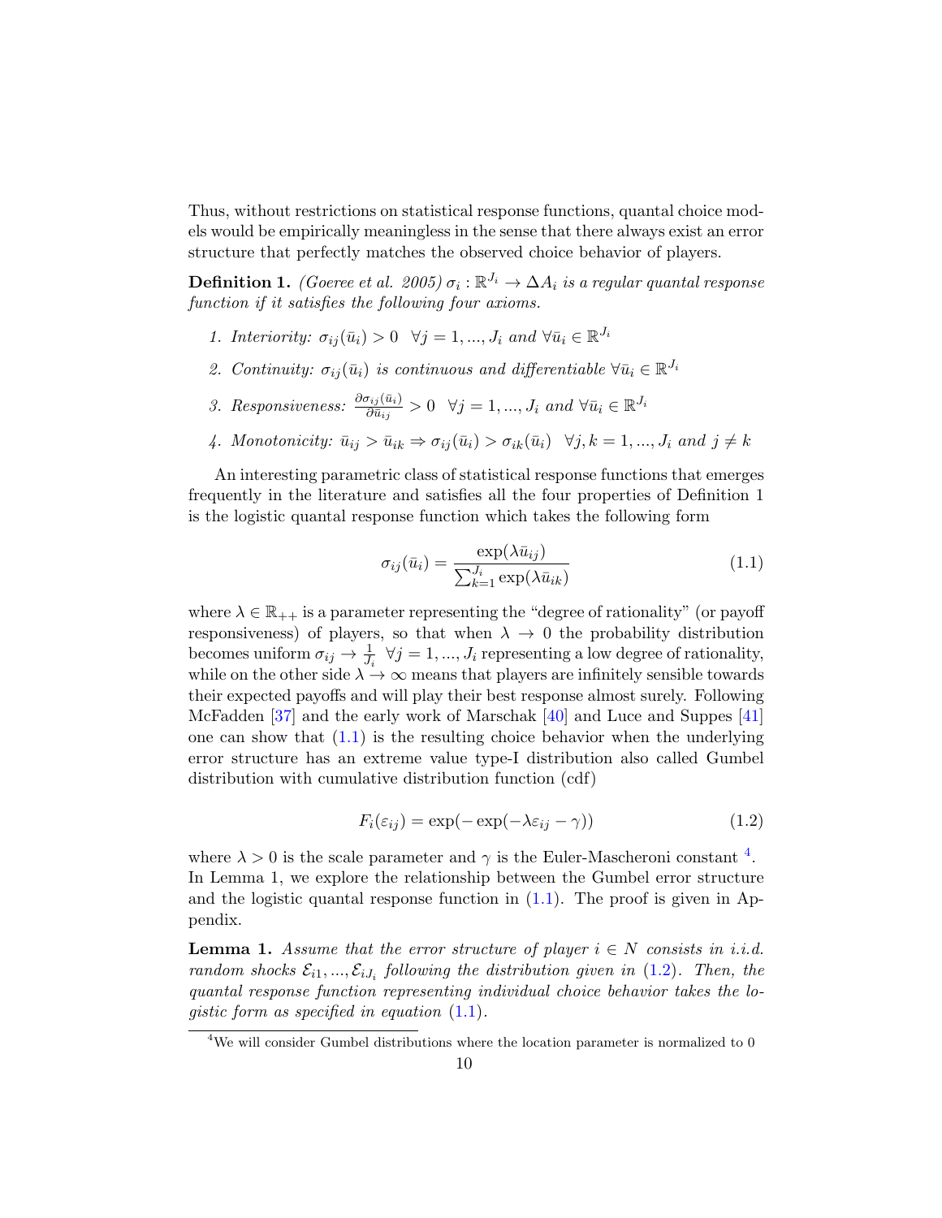Thus, without restrictions on statistical response functions, quantal choice models would be empirically meaningless in the sense that there always exist an error structure that perfectly matches the observed choice behavior of players.

**Definition 1.** *(Goeree et al. 2005) $\sigma_i : \mathbb{R}^{J_i} \to \Delta A_i$ is a regular quantal response function if it satisfies the following four axioms.*

1. *Interiority:* $\sigma_{ij}(\bar{u}_i) > 0 \quad \forall j = 1, ..., J_i$ *and* $\forall \bar{u}_i \in \mathbb{R}^{J_i}$
2. *Continuity:* $\sigma_{ij}(\bar{u}_i)$ *is continuous and differentiable* $\forall \bar{u}_i \in \mathbb{R}^{J_i}$
3. *Responsiveness:* $\frac{\partial \sigma_{ij}(\bar{u}_i)}{\partial \bar{u}_{ij}} > 0 \quad \forall j = 1, ..., J_i$ *and* $\forall \bar{u}_i \in \mathbb{R}^{J_i}$
4. *Monotonicity:* $\bar{u}_{ij} > \bar{u}_{ik} \Rightarrow \sigma_{ij}(\bar{u}_i) > \sigma_{ik}(\bar{u}_i) \quad \forall j, k = 1, ..., J_i$ *and* $j \neq k$

An interesting parametric class of statistical response functions that emerges frequently in the literature and satisfies all the four properties of Definition 1 is the logistic quantal response function which takes the following form

$$\sigma_{ij}(\bar{u}_i) = \frac{\exp(\lambda \bar{u}_{ij})}{\sum_{k=1}^{J_i} \exp(\lambda \bar{u}_{ik})} \tag{1.1}$$

where $\lambda \in \mathbb{R}_{++}$ is a parameter representing the "degree of rationality" (or payoff responsiveness) of players, so that when $\lambda \to 0$ the probability distribution becomes uniform $\sigma_{ij} \to \frac{1}{J_i} \ \forall j = 1, ..., J_i$ representing a low degree of rationality, while on the other side $\lambda \to \infty$ means that players are infinitely sensible towards their expected payoffs and will play their best response almost surely. Following McFadden [37] and the early work of Marschak [40] and Luce and Suppes [41] one can show that (1.1) is the resulting choice behavior when the underlying error structure has an extreme value type-I distribution also called Gumbel distribution with cumulative distribution function (cdf)

$$F_i(\varepsilon_{ij}) = \exp(-\exp(-\lambda \varepsilon_{ij} - \gamma)) \tag{1.2}$$

where $\lambda > 0$ is the scale parameter and $\gamma$ is the Euler-Mascheroni constant [4]. In Lemma 1, we explore the relationship between the Gumbel error structure and the logistic quantal response function in (1.1). The proof is given in Appendix.

**Lemma 1.** *Assume that the error structure of player $i \in N$ consists in i.i.d. random shocks $\mathcal{E}_{i1}, ..., \mathcal{E}_{iJ_i}$ following the distribution given in (1.2). Then, the quantal response function representing individual choice behavior takes the logistic form as specified in equation (1.1).*

[4] We will consider Gumbel distributions where the location parameter is normalized to 0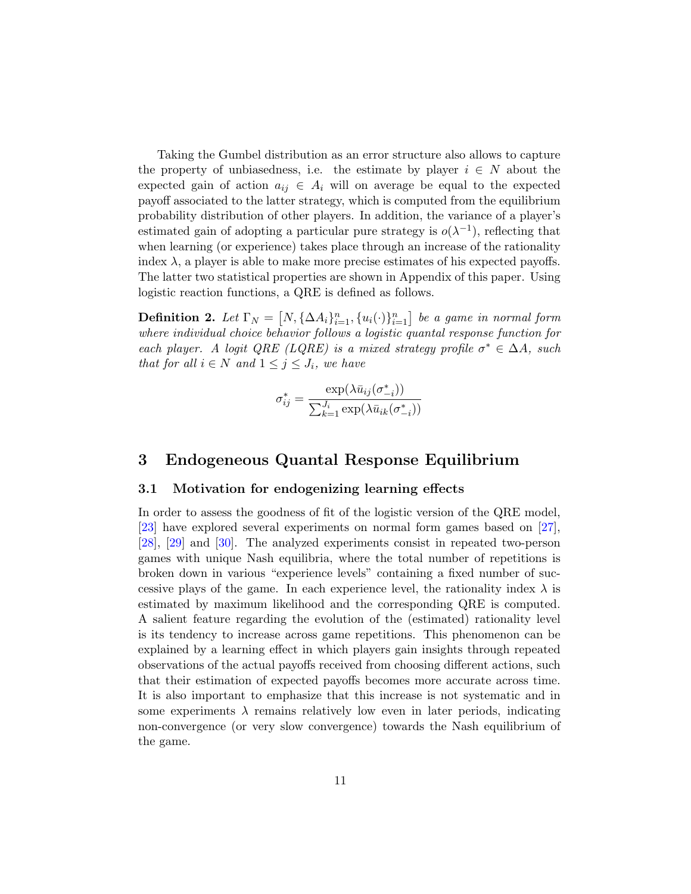Taking the Gumbel distribution as an error structure also allows to capture the property of unbiasedness, i.e. the estimate by player $i \in N$ about the expected gain of action $a_{ij} \in A_i$ will on average be equal to the expected payoff associated to the latter strategy, which is computed from the equilibrium probability distribution of other players. In addition, the variance of a player's estimated gain of adopting a particular pure strategy is $o(\lambda^{-1})$, reflecting that when learning (or experience) takes place through an increase of the rationality index $\lambda$, a player is able to make more precise estimates of his expected payoffs. The latter two statistical properties are shown in Appendix of this paper. Using logistic reaction functions, a QRE is defined as follows.

**Definition 2.** *Let $\Gamma_N = \left[N, \{\Delta A_i\}_{i=1}^n, \{u_i(\cdot)\}_{i=1}^n\right]$ be a game in normal form where individual choice behavior follows a logistic quantal response function for each player. A logit QRE (LQRE) is a mixed strategy profile $\sigma^* \in \Delta A$, such that for all $i \in N$ and $1 \leq j \leq J_i$, we have*

$$\sigma_{ij}^* = \frac{\exp(\lambda \bar{u}_{ij}(\sigma_{-i}^*))}{\sum_{k=1}^{J_i} \exp(\lambda \bar{u}_{ik}(\sigma_{-i}^*))}$$

# 3 Endogeneous Quantal Response Equilibrium

## 3.1 Motivation for endogenizing learning effects

In order to assess the goodness of fit of the logistic version of the QRE model, [23] have explored several experiments on normal form games based on [27], [28], [29] and [30]. The analyzed experiments consist in repeated two-person games with unique Nash equilibria, where the total number of repetitions is broken down in various "experience levels" containing a fixed number of successive plays of the game. In each experience level, the rationality index $\lambda$ is estimated by maximum likelihood and the corresponding QRE is computed. A salient feature regarding the evolution of the (estimated) rationality level is its tendency to increase across game repetitions. This phenomenon can be explained by a learning effect in which players gain insights through repeated observations of the actual payoffs received from choosing different actions, such that their estimation of expected payoffs becomes more accurate across time. It is also important to emphasize that this increase is not systematic and in some experiments $\lambda$ remains relatively low even in later periods, indicating non-convergence (or very slow convergence) towards the Nash equilibrium of the game.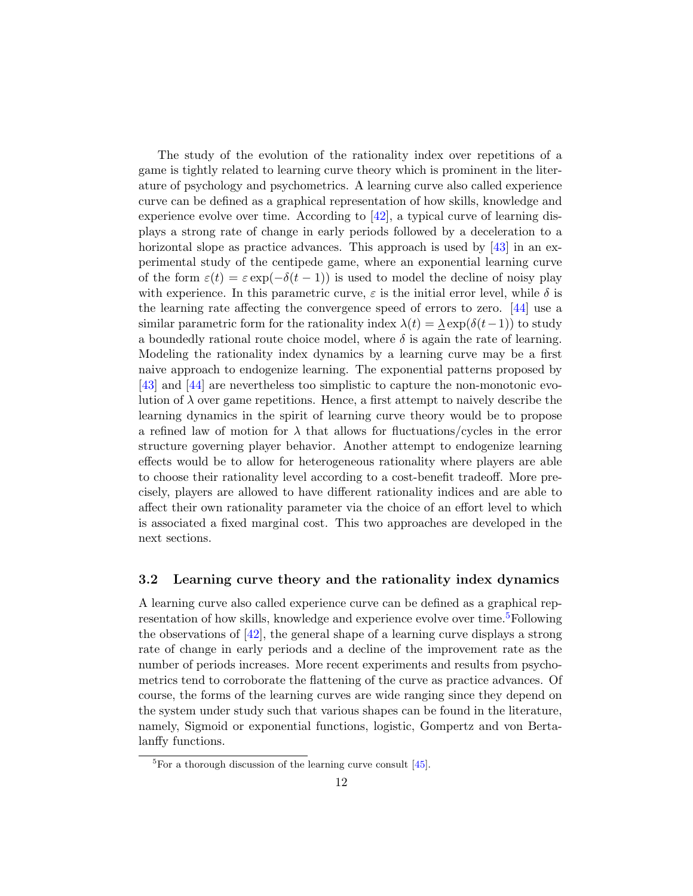The study of the evolution of the rationality index over repetitions of a game is tightly related to learning curve theory which is prominent in the literature of psychology and psychometrics. A learning curve also called experience curve can be defined as a graphical representation of how skills, knowledge and experience evolve over time. According to [42], a typical curve of learning displays a strong rate of change in early periods followed by a deceleration to a horizontal slope as practice advances. This approach is used by [43] in an experimental study of the centipede game, where an exponential learning curve of the form $\varepsilon(t) = \varepsilon \exp(-\delta(t-1))$ is used to model the decline of noisy play with experience. In this parametric curve, $\varepsilon$ is the initial error level, while $\delta$ is the learning rate affecting the convergence speed of errors to zero. [44] use a similar parametric form for the rationality index $\lambda(t) = \underline{\lambda} \exp(\delta(t-1))$ to study a boundedly rational route choice model, where $\delta$ is again the rate of learning. Modeling the rationality index dynamics by a learning curve may be a first naive approach to endogenize learning. The exponential patterns proposed by [43] and [44] are nevertheless too simplistic to capture the non-monotonic evolution of $\lambda$ over game repetitions. Hence, a first attempt to naively describe the learning dynamics in the spirit of learning curve theory would be to propose a refined law of motion for $\lambda$ that allows for fluctuations/cycles in the error structure governing player behavior. Another attempt to endogenize learning effects would be to allow for heterogeneous rationality where players are able to choose their rationality level according to a cost-benefit tradeoff. More precisely, players are allowed to have different rationality indices and are able to affect their own rationality parameter via the choice of an effort level to which is associated a fixed marginal cost. This two approaches are developed in the next sections.

### 3.2 Learning curve theory and the rationality index dynamics

A learning curve also called experience curve can be defined as a graphical representation of how skills, knowledge and experience evolve over time.[5] Following the observations of [42], the general shape of a learning curve displays a strong rate of change in early periods and a decline of the improvement rate as the number of periods increases. More recent experiments and results from psychometrics tend to corroborate the flattening of the curve as practice advances. Of course, the forms of the learning curves are wide ranging since they depend on the system under study such that various shapes can be found in the literature, namely, Sigmoid or exponential functions, logistic, Gompertz and von Bertalanffy functions.

[5] For a thorough discussion of the learning curve consult [45].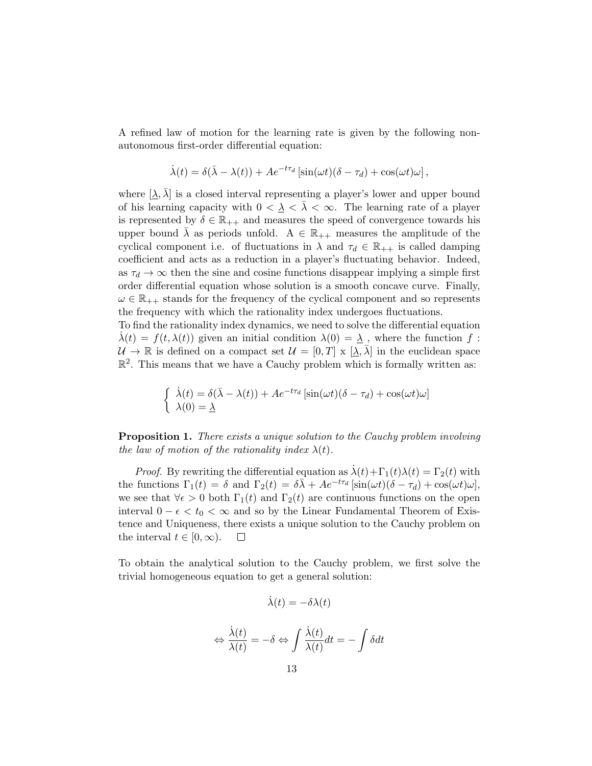A refined law of motion for the learning rate is given by the following non-autonomous first-order differential equation:

$$\dot{\lambda}(t) = \delta(\bar{\lambda} - \lambda(t)) + Ae^{-t\tau_d}\left[\sin(\omega t)(\delta - \tau_d) + \cos(\omega t)\omega\right],$$

where $[\underline{\lambda}, \bar{\lambda}]$ is a closed interval representing a player's lower and upper bound of his learning capacity with $0 < \underline{\lambda} < \bar{\lambda} < \infty$. The learning rate of a player is represented by $\delta \in \mathbb{R}_{++}$ and measures the speed of convergence towards his upper bound $\bar{\lambda}$ as periods unfold. A $\in \mathbb{R}_{++}$ measures the amplitude of the cyclical component i.e. of fluctuations in $\lambda$ and $\tau_d \in \mathbb{R}_{++}$ is called damping coefficient and acts as a reduction in a player's fluctuating behavior. Indeed, as $\tau_d \to \infty$ then the sine and cosine functions disappear implying a simple first order differential equation whose solution is a smooth concave curve. Finally, $\omega \in \mathbb{R}_{++}$ stands for the frequency of the cyclical component and so represents the frequency with which the rationality index undergoes fluctuations.
To find the rationality index dynamics, we need to solve the differential equation $\dot{\lambda}(t) = f(t, \lambda(t))$ given an initial condition $\lambda(0) = \underline{\lambda}$ , where the function $f : \mathcal{U} \to \mathbb{R}$ is defined on a compact set $\mathcal{U} = [0, T]$ x $[\underline{\lambda}, \bar{\lambda}]$ in the euclidean space $\mathbb{R}^2$. This means that we have a Cauchy problem which is formally written as:

$$\begin{cases} \dot{\lambda}(t) = \delta(\bar{\lambda} - \lambda(t)) + Ae^{-t\tau_d}\left[\sin(\omega t)(\delta - \tau_d) + \cos(\omega t)\omega\right] \\ \lambda(0) = \underline{\lambda} \end{cases}$$

**Proposition 1.** *There exists a unique solution to the Cauchy problem involving the law of motion of the rationality index $\lambda(t)$.*

*Proof.* By rewriting the differential equation as $\dot{\lambda}(t) + \Gamma_1(t)\lambda(t) = \Gamma_2(t)$ with the functions $\Gamma_1(t) = \delta$ and $\Gamma_2(t) = \delta\bar{\lambda} + Ae^{-t\tau_d}\left[\sin(\omega t)(\delta - \tau_d) + \cos(\omega t)\omega\right]$, we see that $\forall \epsilon > 0$ both $\Gamma_1(t)$ and $\Gamma_2(t)$ are continuous functions on the open interval $0 - \epsilon < t_0 < \infty$ and so by the Linear Fundamental Theorem of Existence and Uniqueness, there exists a unique solution to the Cauchy problem on the interval $t \in [0, \infty)$. $\square$

To obtain the analytical solution to the Cauchy problem, we first solve the trivial homogeneous equation to get a general solution:

$$\dot{\lambda}(t) = -\delta\lambda(t)$$

$$\Leftrightarrow \frac{\dot{\lambda}(t)}{\lambda(t)} = -\delta \Leftrightarrow \int \frac{\dot{\lambda}(t)}{\lambda(t)}dt = -\int \delta dt$$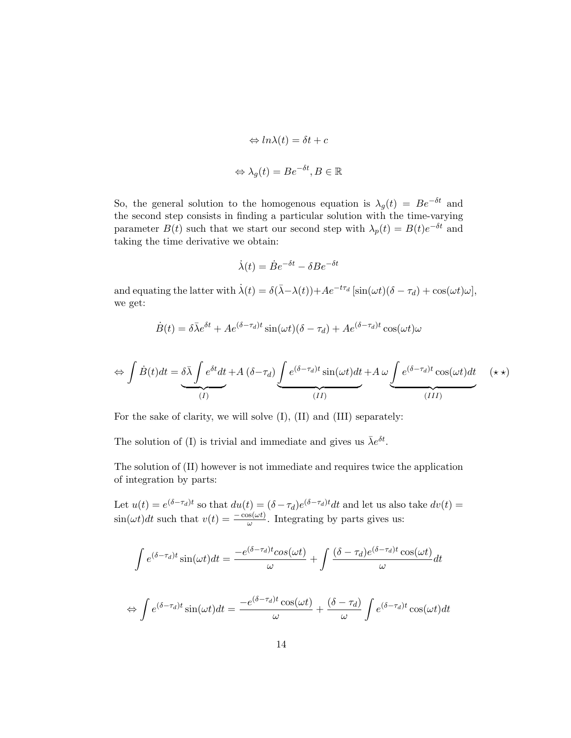$$\Leftrightarrow ln\lambda(t) = \delta t + c$$

$$\Leftrightarrow \lambda_g(t) = Be^{-\delta t}, B \in \mathbb{R}$$

So, the general solution to the homogenous equation is $\lambda_g(t) = Be^{-\delta t}$ and the second step consists in finding a particular solution with the time-varying parameter $B(t)$ such that we start our second step with $\lambda_p(t) = B(t)e^{-\delta t}$ and taking the time derivative we obtain:

$$\dot{\lambda}(t) = \dot{B}e^{-\delta t} - \delta Be^{-\delta t}$$

and equating the latter with $\dot{\lambda}(t) = \delta(\bar{\lambda} - \lambda(t)) + Ae^{-t\tau_d}\left[\sin(\omega t)(\delta - \tau_d) + \cos(\omega t)\omega\right]$, we get:

$$\dot{B}(t) = \delta\bar{\lambda}e^{\delta t} + Ae^{(\delta-\tau_d)t}\sin(\omega t)(\delta - \tau_d) + Ae^{(\delta-\tau_d)t}\cos(\omega t)\omega$$

$$\Leftrightarrow \int \dot{B}(t)dt = \underbrace{\delta\bar{\lambda}\int e^{\delta t}dt}_{(I)} + A\,(\delta - \tau_d)\underbrace{\int e^{(\delta-\tau_d)t}\sin(\omega t)dt}_{(II)} + A\,\omega\underbrace{\int e^{(\delta-\tau_d)t}\cos(\omega t)dt}_{(III)} \quad (\star\star)$$

For the sake of clarity, we will solve (I), (II) and (III) separately:

The solution of (I) is trivial and immediate and gives us $\bar{\lambda}e^{\delta t}$.

The solution of (II) however is not immediate and requires twice the application of integration by parts:

Let $u(t) = e^{(\delta-\tau_d)t}$ so that $du(t) = (\delta - \tau_d)e^{(\delta-\tau_d)t}dt$ and let us also take $dv(t) = \sin(\omega t)dt$ such that $v(t) = \frac{-\cos(\omega t)}{\omega}$. Integrating by parts gives us:

$$\int e^{(\delta-\tau_d)t}\sin(\omega t)dt = \frac{-e^{(\delta-\tau_d)t}cos(\omega t)}{\omega} + \int \frac{(\delta - \tau_d)e^{(\delta-\tau_d)t}\cos(\omega t)}{\omega}dt$$

$$\Leftrightarrow \int e^{(\delta-\tau_d)t}\sin(\omega t)dt = \frac{-e^{(\delta-\tau_d)t}\cos(\omega t)}{\omega} + \frac{(\delta - \tau_d)}{\omega}\int e^{(\delta-\tau_d)t}\cos(\omega t)dt$$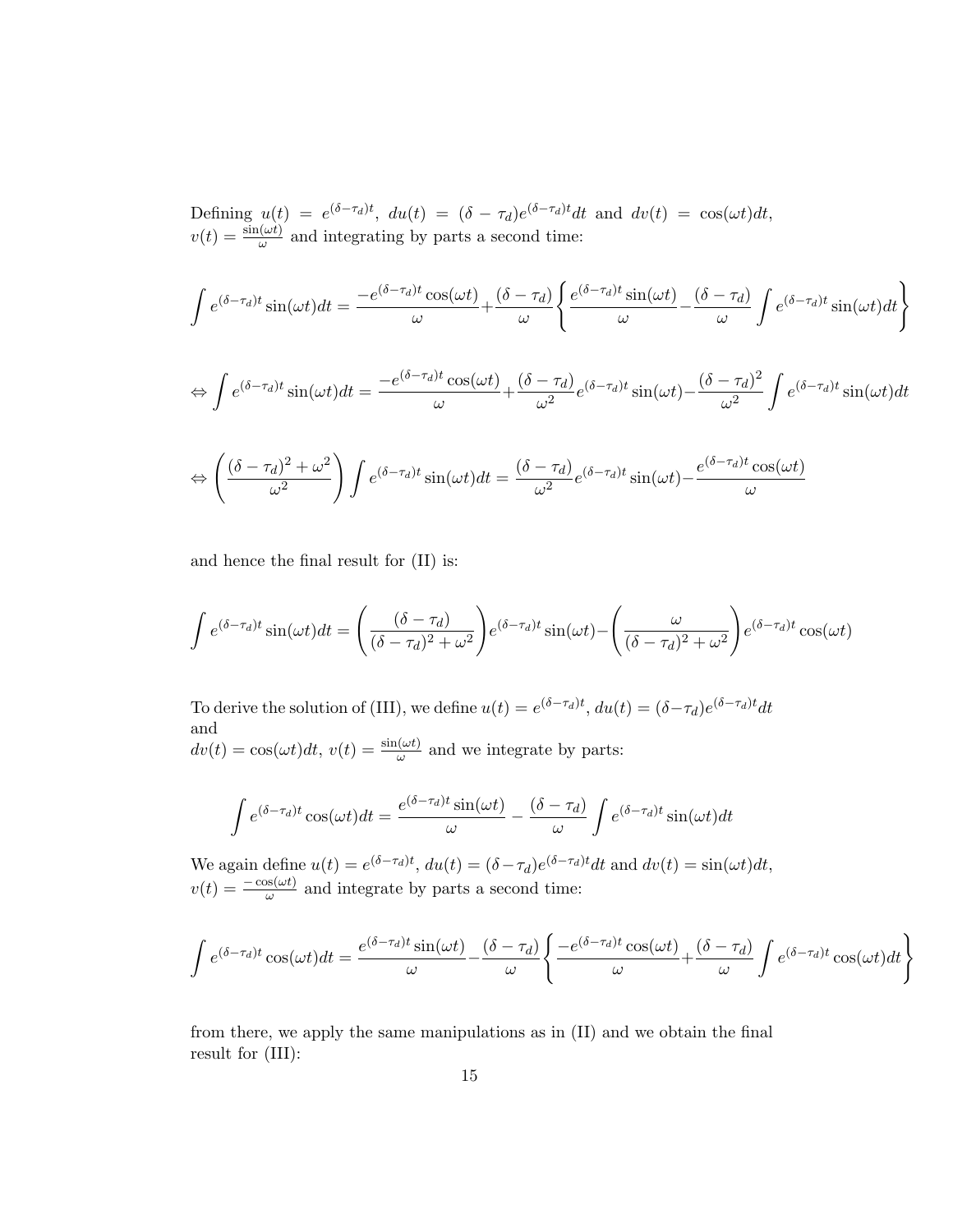Defining $u(t) = e^{(\delta-\tau_d)t}$, $du(t) = (\delta-\tau_d)e^{(\delta-\tau_d)t}dt$ and $dv(t) = \cos(\omega t)dt$, $v(t) = \frac{\sin(\omega t)}{\omega}$ and integrating by parts a second time:

$$\int e^{(\delta-\tau_d)t}\sin(\omega t)dt = \frac{-e^{(\delta-\tau_d)t}\cos(\omega t)}{\omega} + \frac{(\delta-\tau_d)}{\omega}\left\{\frac{e^{(\delta-\tau_d)t}\sin(\omega t)}{\omega} - \frac{(\delta-\tau_d)}{\omega}\int e^{(\delta-\tau_d)t}\sin(\omega t)dt\right\}$$

$$\Leftrightarrow \int e^{(\delta-\tau_d)t}\sin(\omega t)dt = \frac{-e^{(\delta-\tau_d)t}\cos(\omega t)}{\omega} + \frac{(\delta-\tau_d)}{\omega^2}e^{(\delta-\tau_d)t}\sin(\omega t) - \frac{(\delta-\tau_d)^2}{\omega^2}\int e^{(\delta-\tau_d)t}\sin(\omega t)dt$$

$$\Leftrightarrow \left(\frac{(\delta-\tau_d)^2+\omega^2}{\omega^2}\right)\int e^{(\delta-\tau_d)t}\sin(\omega t)dt = \frac{(\delta-\tau_d)}{\omega^2}e^{(\delta-\tau_d)t}\sin(\omega t) - \frac{e^{(\delta-\tau_d)t}\cos(\omega t)}{\omega}$$

and hence the final result for (II) is:

$$\int e^{(\delta-\tau_d)t}\sin(\omega t)dt = \left(\frac{(\delta-\tau_d)}{(\delta-\tau_d)^2+\omega^2}\right)e^{(\delta-\tau_d)t}\sin(\omega t) - \left(\frac{\omega}{(\delta-\tau_d)^2+\omega^2}\right)e^{(\delta-\tau_d)t}\cos(\omega t)$$

To derive the solution of (III), we define $u(t) = e^{(\delta-\tau_d)t}$, $du(t) = (\delta-\tau_d)e^{(\delta-\tau_d)t}dt$ and
$dv(t) = \cos(\omega t)dt$, $v(t) = \frac{\sin(\omega t)}{\omega}$ and we integrate by parts:

$$\int e^{(\delta-\tau_d)t}\cos(\omega t)dt = \frac{e^{(\delta-\tau_d)t}\sin(\omega t)}{\omega} - \frac{(\delta-\tau_d)}{\omega}\int e^{(\delta-\tau_d)t}\sin(\omega t)dt$$

We again define $u(t) = e^{(\delta-\tau_d)t}$, $du(t) = (\delta-\tau_d)e^{(\delta-\tau_d)t}dt$ and $dv(t) = \sin(\omega t)dt$, $v(t) = \frac{-\cos(\omega t)}{\omega}$ and integrate by parts a second time:

$$\int e^{(\delta-\tau_d)t}\cos(\omega t)dt = \frac{e^{(\delta-\tau_d)t}\sin(\omega t)}{\omega} - \frac{(\delta-\tau_d)}{\omega}\left\{\frac{-e^{(\delta-\tau_d)t}\cos(\omega t)}{\omega} + \frac{(\delta-\tau_d)}{\omega}\int e^{(\delta-\tau_d)t}\cos(\omega t)dt\right\}$$

from there, we apply the same manipulations as in (II) and we obtain the final result for (III):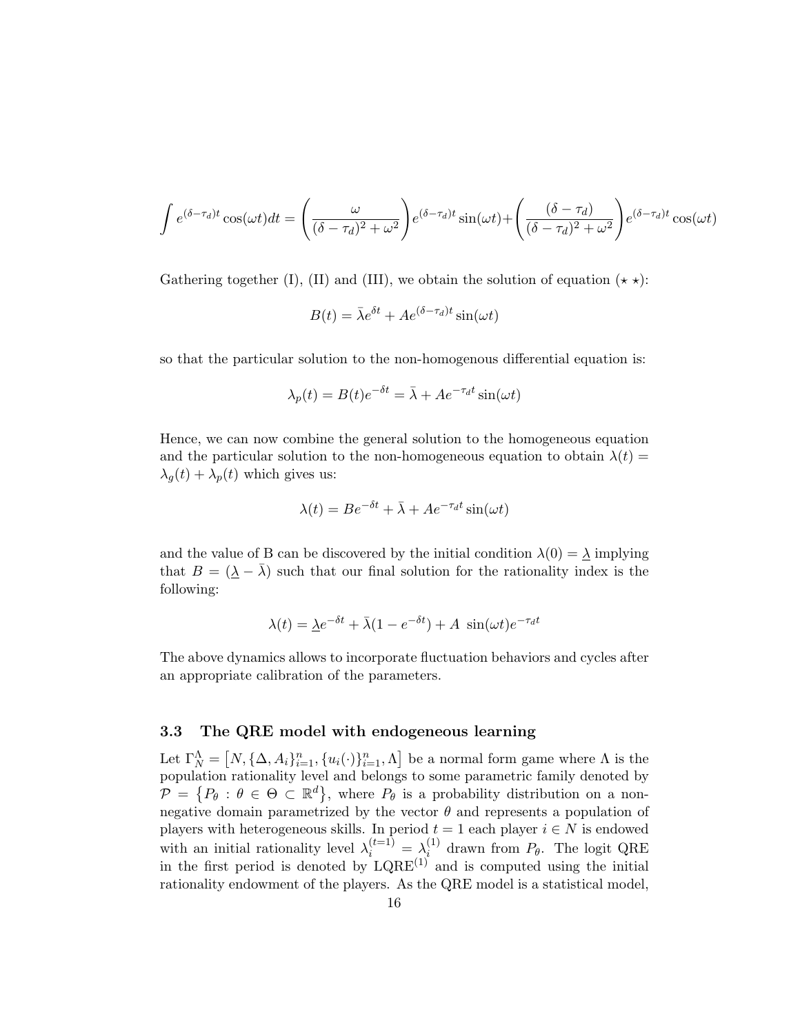$$\int e^{(\delta-\tau_d)t}\cos(\omega t)dt = \left(\frac{\omega}{(\delta-\tau_d)^2+\omega^2}\right)e^{(\delta-\tau_d)t}\sin(\omega t)+\left(\frac{(\delta-\tau_d)}{(\delta-\tau_d)^2+\omega^2}\right)e^{(\delta-\tau_d)t}\cos(\omega t)$$

Gathering together (I), (II) and (III), we obtain the solution of equation ($\star\,\star$):

$$B(t) = \bar{\lambda}e^{\delta t} + Ae^{(\delta-\tau_d)t}\sin(\omega t)$$

so that the particular solution to the non-homogenous differential equation is:

$$\lambda_p(t) = B(t)e^{-\delta t} = \bar{\lambda} + Ae^{-\tau_d t}\sin(\omega t)$$

Hence, we can now combine the general solution to the homogeneous equation and the particular solution to the non-homogeneous equation to obtain $\lambda(t) = \lambda_g(t) + \lambda_p(t)$ which gives us:

$$\lambda(t) = Be^{-\delta t} + \bar{\lambda} + Ae^{-\tau_d t}\sin(\omega t)$$

and the value of B can be discovered by the initial condition $\lambda(0) = \underline{\lambda}$ implying that $B = (\underline{\lambda} - \bar{\lambda})$ such that our final solution for the rationality index is the following:

$$\lambda(t) = \underline{\lambda}e^{-\delta t} + \bar{\lambda}(1 - e^{-\delta t}) + A\ \sin(\omega t)e^{-\tau_d t}$$

The above dynamics allows to incorporate fluctuation behaviors and cycles after an appropriate calibration of the parameters.

### 3.3 The QRE model with endogeneous learning

Let $\Gamma_N^{\Lambda} = \left[N, \{\Delta, A_i\}_{i=1}^n, \{u_i(\cdot)\}_{i=1}^n, \Lambda\right]$ be a normal form game where $\Lambda$ is the population rationality level and belongs to some parametric family denoted by $\mathcal{P} = \left\{P_\theta : \theta \in \Theta \subset \mathbb{R}^d\right\}$, where $P_\theta$ is a probability distribution on a non-negative domain parametrized by the vector $\theta$ and represents a population of players with heterogeneous skills. In period $t = 1$ each player $i \in N$ is endowed with an initial rationality level $\lambda_i^{(t=1)} = \lambda_i^{(1)}$ drawn from $P_\theta$. The logit QRE in the first period is denoted by $\text{LQRE}^{(1)}$ and is computed using the initial rationality endowment of the players. As the QRE model is a statistical model,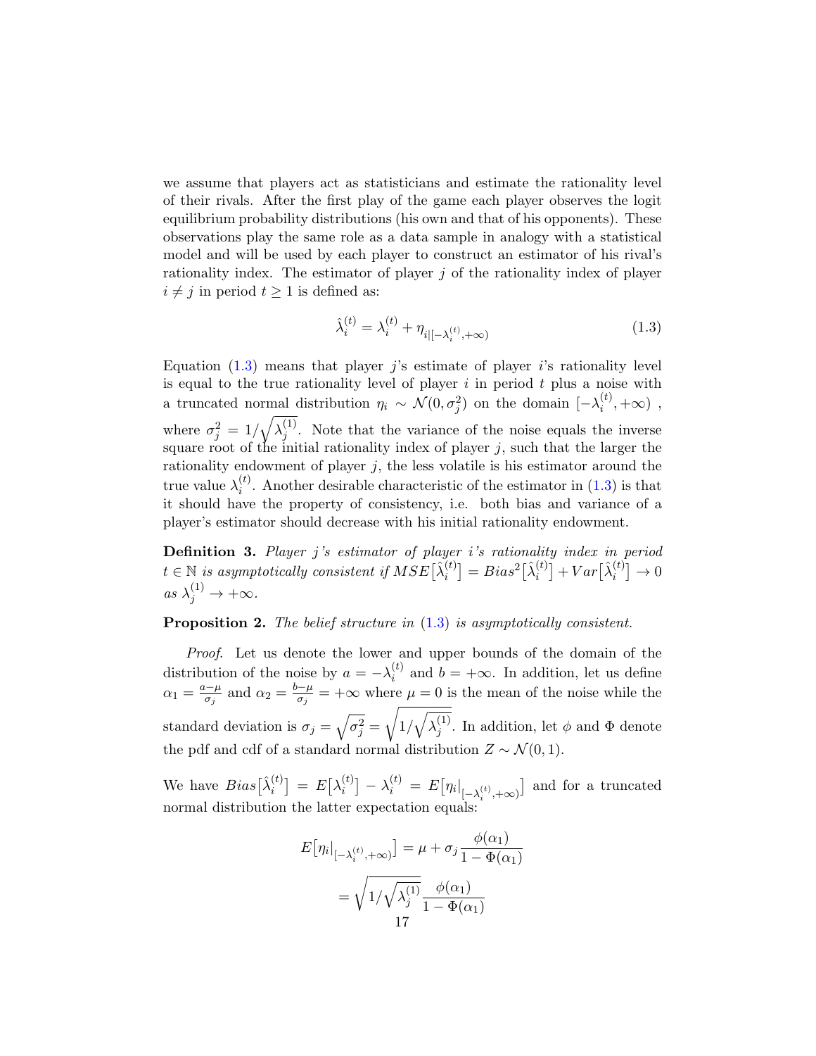we assume that players act as statisticians and estimate the rationality level of their rivals. After the first play of the game each player observes the logit equilibrium probability distributions (his own and that of his opponents). These observations play the same role as a data sample in analogy with a statistical model and will be used by each player to construct an estimator of his rival's rationality index. The estimator of player $j$ of the rationality index of player $i \neq j$ in period $t \geq 1$ is defined as:

$$\hat{\lambda}_i^{(t)} = \lambda_i^{(t)} + \eta_{i|[-\lambda_i^{(t)},+\infty)} \tag{1.3}$$

Equation (1.3) means that player $j$'s estimate of player $i$'s rationality level is equal to the true rationality level of player $i$ in period $t$ plus a noise with a truncated normal distribution $\eta_i \sim \mathcal{N}(0, \sigma_j^2)$ on the domain $[-\lambda_i^{(t)}, +\infty)$ , where $\sigma_j^2 = 1/\sqrt{\lambda_j^{(1)}}$. Note that the variance of the noise equals the inverse square root of the initial rationality index of player $j$, such that the larger the rationality endowment of player $j$, the less volatile is his estimator around the true value $\lambda_i^{(t)}$. Another desirable characteristic of the estimator in (1.3) is that it should have the property of consistency, i.e. both bias and variance of a player's estimator should decrease with his initial rationality endowment.

**Definition 3.** *Player $j$'s estimator of player $i$'s rationality index in period $t \in \mathbb{N}$ is asymptotically consistent if $MSE\big[\hat{\lambda}_i^{(t)}\big] = Bias^2\big[\hat{\lambda}_i^{(t)}\big] + Var\big[\hat{\lambda}_i^{(t)}\big] \to 0$ as $\lambda_j^{(1)} \to +\infty$.*

**Proposition 2.** *The belief structure in (1.3) is asymptotically consistent.*

*Proof.* Let us denote the lower and upper bounds of the domain of the distribution of the noise by $a = -\lambda_i^{(t)}$ and $b = +\infty$. In addition, let us define $\alpha_1 = \frac{a-\mu}{\sigma_j}$ and $\alpha_2 = \frac{b-\mu}{\sigma_j} = +\infty$ where $\mu = 0$ is the mean of the noise while the standard deviation is $\sigma_j = \sqrt{\sigma_j^2} = \sqrt{1/\sqrt{\lambda_j^{(1)}}}$. In addition, let $\phi$ and $\Phi$ denote the pdf and cdf of a standard normal distribution $Z \sim \mathcal{N}(0, 1)$.

We have $Bias\big[\hat{\lambda}_i^{(t)}\big] = E\big[\lambda_i^{(t)}\big] - \lambda_i^{(t)} = E\big[\eta_i|_{[-\lambda_i^{(t)},+\infty)}\big]$ and for a truncated normal distribution the latter expectation equals:

$$\begin{aligned}
E\big[\eta_i|_{[-\lambda_i^{(t)},+\infty)}\big] &= \mu + \sigma_j \frac{\phi(\alpha_1)}{1 - \Phi(\alpha_1)} \\
&= \sqrt{1/\sqrt{\lambda_j^{(1)}}} \frac{\phi(\alpha_1)}{1 - \Phi(\alpha_1)}
\end{aligned}$$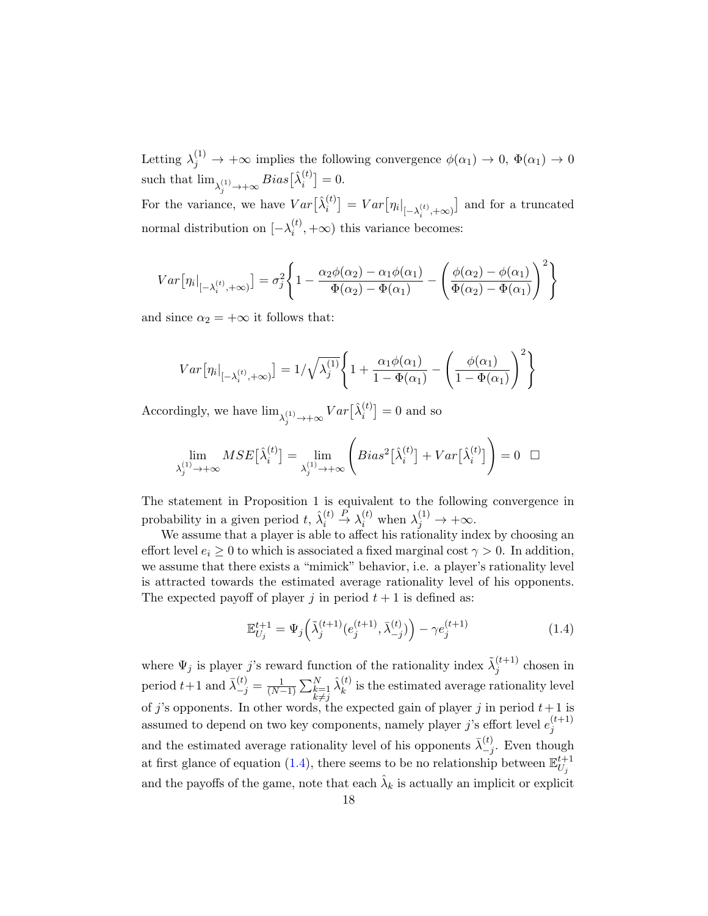Letting $\lambda_j^{(1)} \to +\infty$ implies the following convergence $\phi(\alpha_1) \to 0$, $\Phi(\alpha_1) \to 0$ such that $\lim_{\lambda_j^{(1)} \to +\infty} Bias\big[\hat{\lambda}_i^{(t)}\big] = 0$.

For the variance, we have $Var\big[\hat{\lambda}_i^{(t)}\big] = Var\big[\eta_i|_{[-\lambda_i^{(t)},+\infty)}\big]$ and for a truncated normal distribution on $[-\lambda_i^{(t)}, +\infty)$ this variance becomes:

$$Var\big[\eta_i|_{[-\lambda_i^{(t)},+\infty)}\big] = \sigma_j^2 \left\{ 1 - \frac{\alpha_2 \phi(\alpha_2) - \alpha_1 \phi(\alpha_1)}{\Phi(\alpha_2) - \Phi(\alpha_1)} - \left( \frac{\phi(\alpha_2) - \phi(\alpha_1)}{\Phi(\alpha_2) - \Phi(\alpha_1)} \right)^2 \right\}$$

and since $\alpha_2 = +\infty$ it follows that:

$$Var\big[\eta_i|_{[-\lambda_i^{(t)},+\infty)}\big] = 1/\sqrt{\lambda_j^{(1)}} \left\{ 1 + \frac{\alpha_1 \phi(\alpha_1)}{1 - \Phi(\alpha_1)} - \left( \frac{\phi(\alpha_1)}{1 - \Phi(\alpha_1)} \right)^2 \right\}$$

Accordingly, we have $\lim_{\lambda_j^{(1)} \to +\infty} Var\big[\hat{\lambda}_i^{(t)}\big] = 0$ and so

$$\lim_{\lambda_j^{(1)} \to +\infty} MSE\big[\hat{\lambda}_i^{(t)}\big] = \lim_{\lambda_j^{(1)} \to +\infty} \left( Bias^2\big[\hat{\lambda}_i^{(t)}\big] + Var\big[\hat{\lambda}_i^{(t)}\big] \right) = 0 \quad \square$$

The statement in Proposition 1 is equivalent to the following convergence in probability in a given period $t$, $\hat{\lambda}_i^{(t)} \xrightarrow{P} \lambda_i^{(t)}$ when $\lambda_j^{(1)} \to +\infty$.

We assume that a player is able to affect his rationality index by choosing an effort level $e_i \geq 0$ to which is associated a fixed marginal cost $\gamma > 0$. In addition, we assume that there exists a "mimick" behavior, i.e. a player's rationality level is attracted towards the estimated average rationality level of his opponents. The expected payoff of player $j$ in period $t+1$ is defined as:

$$\mathbb{E}_{U_j}^{t+1} = \Psi_j\Big(\tilde{\lambda}_j^{(t+1)}(e_j^{(t+1)}, \bar{\lambda}_{-j}^{(t)})\Big) - \gamma e_j^{(t+1)} \tag{1.4}$$

where $\Psi_j$ is player $j$'s reward function of the rationality index $\tilde{\lambda}_j^{(t+1)}$ chosen in period $t+1$ and $\bar{\lambda}_{-j}^{(t)} = \frac{1}{(N-1)} \sum_{\substack{k=1 \\ k \neq j}}^{N} \hat{\lambda}_k^{(t)}$ is the estimated average rationality level of $j$'s opponents. In other words, the expected gain of player $j$ in period $t+1$ is assumed to depend on two key components, namely player $j$'s effort level $e_j^{(t+1)}$ and the estimated average rationality level of his opponents $\bar{\lambda}_{-j}^{(t)}$. Even though at first glance of equation (1.4), there seems to be no relationship between $\mathbb{E}_{U_j}^{t+1}$ and the payoffs of the game, note that each $\hat{\lambda}_k$ is actually an implicit or explicit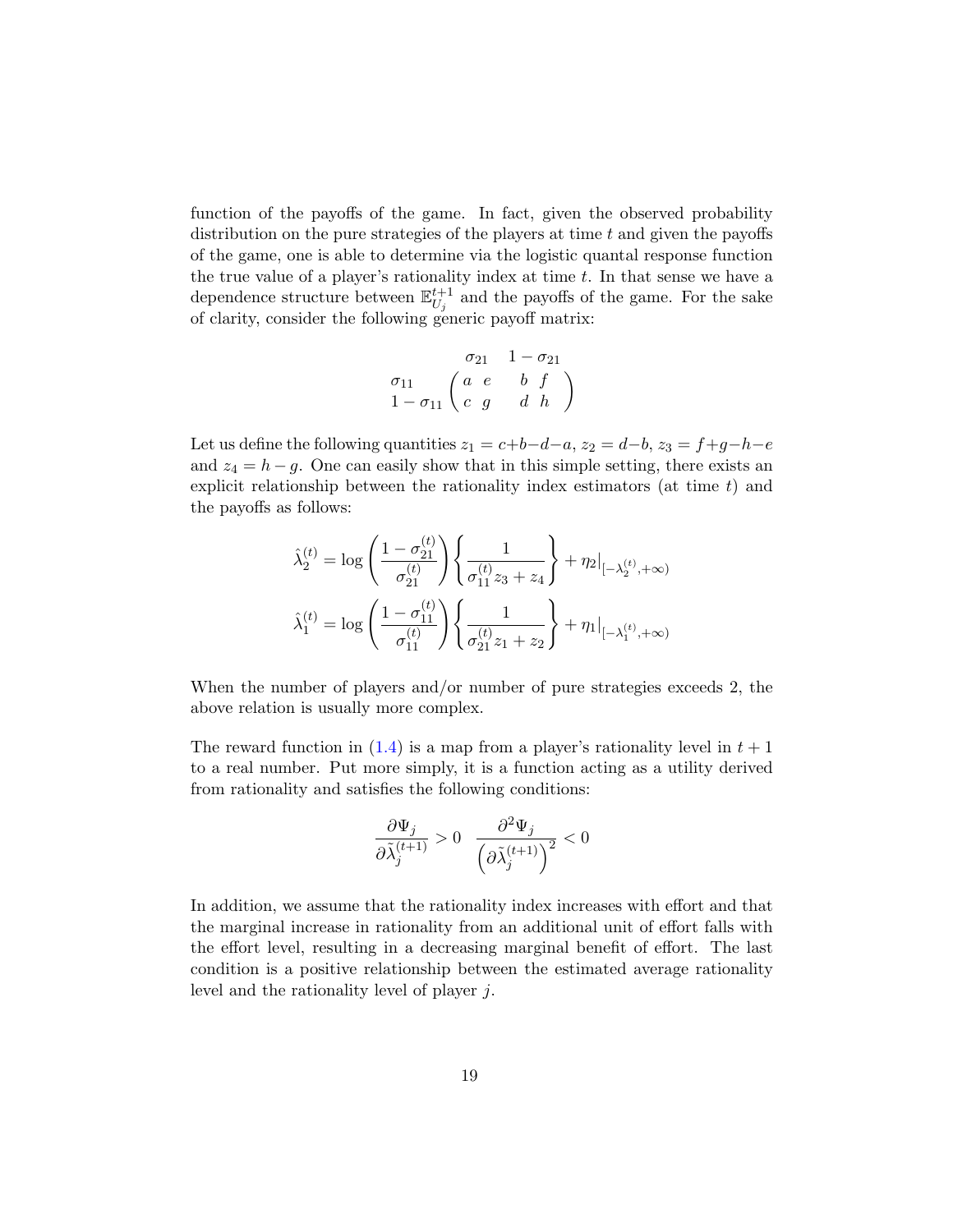function of the payoffs of the game. In fact, given the observed probability distribution on the pure strategies of the players at time $t$ and given the payoffs of the game, one is able to determine via the logistic quantal response function the true value of a player's rationality index at time $t$. In that sense we have a dependence structure between $\mathbb{E}_{U_j}^{t+1}$ and the payoffs of the game. For the sake of clarity, consider the following generic payoff matrix:

$$
\begin{array}{cc}
 & \begin{array}{cc} \sigma_{21} & 1-\sigma_{21} \end{array} \\
\begin{array}{c} \sigma_{11} \\ 1-\sigma_{11} \end{array} & \begin{pmatrix} a \;\; e & b \;\; f \\ c \;\; g & d \;\; h \end{pmatrix}
\end{array}
$$

Let us define the following quantities $z_1 = c+b-d-a$, $z_2 = d-b$, $z_3 = f+g-h-e$ and $z_4 = h-g$. One can easily show that in this simple setting, there exists an explicit relationship between the rationality index estimators (at time $t$) and the payoffs as follows:

$$
\hat{\lambda}_2^{(t)} = \log\left(\frac{1-\sigma_{21}^{(t)}}{\sigma_{21}^{(t)}}\right)\left\{\frac{1}{\sigma_{11}^{(t)} z_3 + z_4}\right\} + \eta_2\big|_{[-\lambda_2^{(t)},+\infty)}
$$

$$
\hat{\lambda}_1^{(t)} = \log\left(\frac{1-\sigma_{11}^{(t)}}{\sigma_{11}^{(t)}}\right)\left\{\frac{1}{\sigma_{21}^{(t)} z_1 + z_2}\right\} + \eta_1\big|_{[-\lambda_1^{(t)},+\infty)}
$$

When the number of players and/or number of pure strategies exceeds 2, the above relation is usually more complex.

The reward function in (1.4) is a map from a player's rationality level in $t+1$ to a real number. Put more simply, it is a function acting as a utility derived from rationality and satisfies the following conditions:

$$
\frac{\partial \Psi_j}{\partial \tilde{\lambda}_j^{(t+1)}} > 0 \quad \frac{\partial^2 \Psi_j}{\left(\partial \tilde{\lambda}_j^{(t+1)}\right)^2} < 0
$$

In addition, we assume that the rationality index increases with effort and that the marginal increase in rationality from an additional unit of effort falls with the effort level, resulting in a decreasing marginal benefit of effort. The last condition is a positive relationship between the estimated average rationality level and the rationality level of player $j$.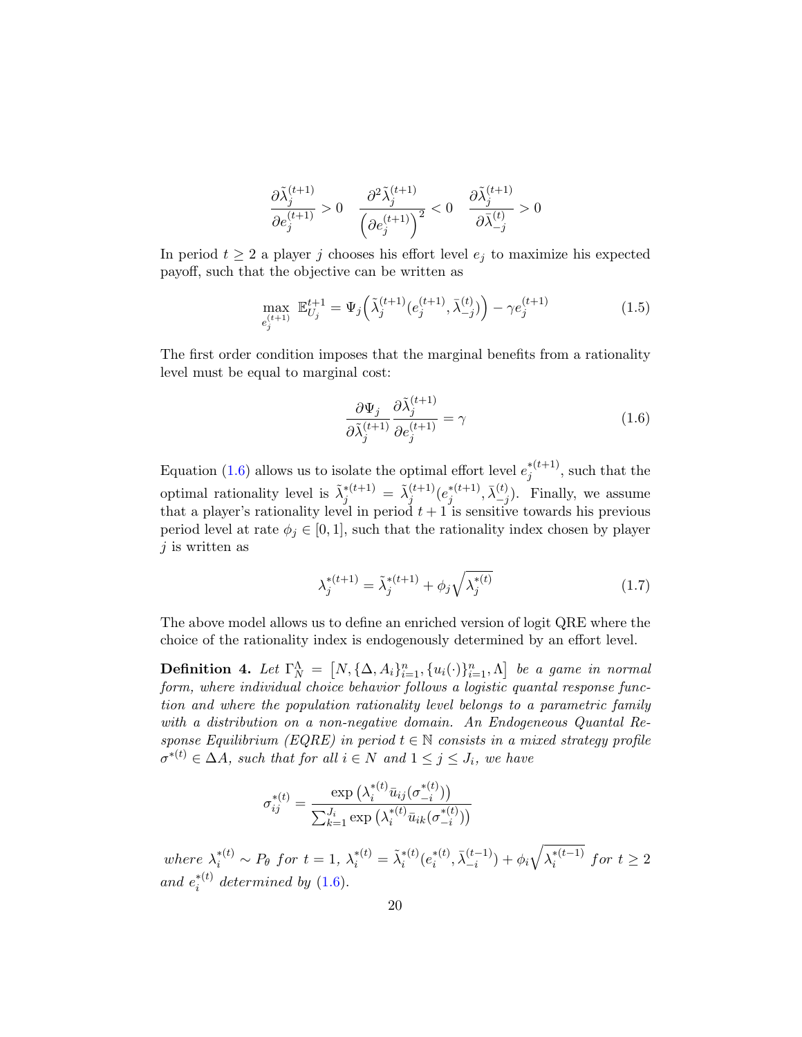$$\frac{\partial \tilde{\lambda}_j^{(t+1)}}{\partial e_j^{(t+1)}} > 0 \quad \frac{\partial^2 \tilde{\lambda}_j^{(t+1)}}{\left(\partial e_j^{(t+1)}\right)^2} < 0 \quad \frac{\partial \tilde{\lambda}_j^{(t+1)}}{\partial \bar{\lambda}_{-j}^{(t)}} > 0$$

In period $t \geq 2$ a player $j$ chooses his effort level $e_j$ to maximize his expected payoff, such that the objective can be written as

$$\max_{e_j^{(t+1)}} \mathbb{E}_{U_j}^{t+1} = \Psi_j\Big(\tilde{\lambda}_j^{(t+1)}(e_j^{(t+1)}, \bar{\lambda}_{-j}^{(t)})\Big) - \gamma e_j^{(t+1)} \tag{1.5}$$

The first order condition imposes that the marginal benefits from a rationality level must be equal to marginal cost:

$$\frac{\partial \Psi_j}{\partial \tilde{\lambda}_j^{(t+1)}} \frac{\partial \tilde{\lambda}_j^{(t+1)}}{\partial e_j^{(t+1)}} = \gamma \tag{1.6}$$

Equation (1.6) allows us to isolate the optimal effort level $e_j^{*(t+1)}$, such that the optimal rationality level is $\tilde{\lambda}_j^{*(t+1)} = \tilde{\lambda}_j^{(t+1)}(e_j^{*(t+1)}, \bar{\lambda}_{-j}^{(t)})$. Finally, we assume that a player's rationality level in period $t+1$ is sensitive towards his previous period level at rate $\phi_j \in [0, 1]$, such that the rationality index chosen by player $j$ is written as

$$\lambda_j^{*(t+1)} = \tilde{\lambda}_j^{*(t+1)} + \phi_j \sqrt{\lambda_j^{*(t)}} \tag{1.7}$$

The above model allows us to define an enriched version of logit QRE where the choice of the rationality index is endogenously determined by an effort level.

**Definition 4.** *Let $\Gamma_N^\Lambda = \left[N, \{\Delta, A_i\}_{i=1}^n, \{u_i(\cdot)\}_{i=1}^n, \Lambda\right]$ be a game in normal form, where individual choice behavior follows a logistic quantal response function and where the population rationality level belongs to a parametric family with a distribution on a non-negative domain. An Endogeneous Quantal Response Equilibrium (EQRE) in period $t \in \mathbb{N}$ consists in a mixed strategy profile $\sigma^{*(t)} \in \Delta A$, such that for all $i \in N$ and $1 \leq j \leq J_i$, we have*

$$\sigma_{ij}^{*(t)} = \frac{\exp\left(\lambda_i^{*(t)} \bar{u}_{ij}(\sigma_{-i}^{*(t)})\right)}{\sum_{k=1}^{J_i} \exp\left(\lambda_i^{*(t)} \bar{u}_{ik}(\sigma_{-i}^{*(t)})\right)}$$

*where $\lambda_i^{*(t)} \sim P_\theta$ for $t = 1$, $\lambda_i^{*(t)} = \tilde{\lambda}_i^{*(t)}(e_i^{*(t)}, \bar{\lambda}_{-i}^{(t-1)}) + \phi_i \sqrt{\lambda_i^{*(t-1)}}$ for $t \geq 2$ and $e_i^{*(t)}$ determined by (1.6).*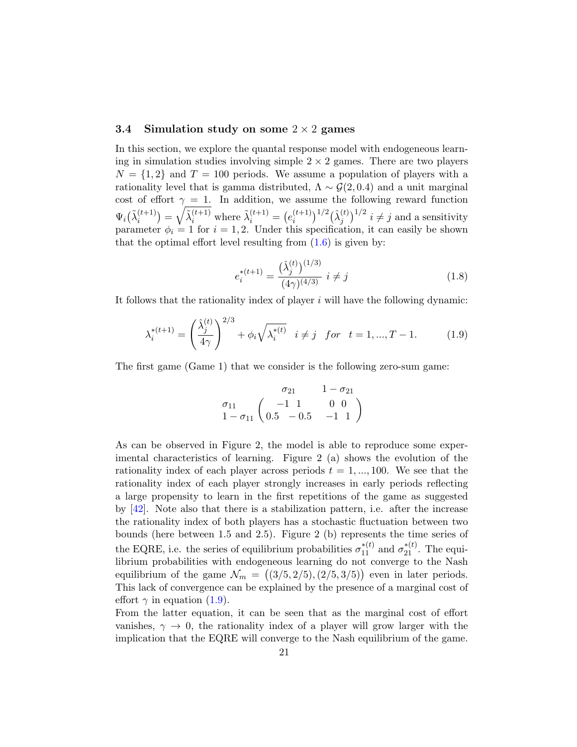### 3.4 Simulation study on some $2 \times 2$ games

In this section, we explore the quantal response model with endogeneous learning in simulation studies involving simple $2 \times 2$ games. There are two players $N = \{1, 2\}$ and $T = 100$ periods. We assume a population of players with a rationality level that is gamma distributed, $\Lambda \sim \mathcal{G}(2, 0.4)$ and a unit marginal cost of effort $\gamma = 1$. In addition, we assume the following reward function $\Psi_i\big(\tilde{\lambda}_i^{(t+1)}\big) = \sqrt{\tilde{\lambda}_i^{(t+1)}}$ where $\tilde{\lambda}_i^{(t+1)} = \big(e_i^{(t+1)}\big)^{1/2}\big(\hat{\lambda}_j^{(t)}\big)^{1/2}$ $i \neq j$ and a sensitivity parameter $\phi_i = 1$ for $i = 1, 2$. Under this specification, it can easily be shown that the optimal effort level resulting from (1.6) is given by:

$$e_i^{*(t+1)} = \frac{\big(\hat{\lambda}_j^{(t)}\big)^{(1/3)}}{(4\gamma)^{(4/3)}} \;\; i \neq j \tag{1.8}$$

It follows that the rationality index of player $i$ will have the following dynamic:

$$\lambda_i^{*(t+1)} = \left(\frac{\hat{\lambda}_j^{(t)}}{4\gamma}\right)^{2/3} + \phi_i\sqrt{\lambda_i^{*(t)}} \quad i \neq j \quad for \quad t = 1, ..., T-1. \tag{1.9}$$

The first game (Game 1) that we consider is the following zero-sum game:

| | $\sigma_{21}$ | $1 - \sigma_{21}$ |
|---|---|---|
| $\sigma_{11}$ | $-1 \;\; 1$ | $0 \;\; 0$ |
| $1 - \sigma_{11}$ | $0.5 \;\; -0.5$ | $-1 \;\; 1$ |

As can be observed in Figure 2, the model is able to reproduce some experimental characteristics of learning. Figure 2 (a) shows the evolution of the rationality index of each player across periods $t = 1, ..., 100$. We see that the rationality index of each player strongly increases in early periods reflecting a large propensity to learn in the first repetitions of the game as suggested by [42]. Note also that there is a stabilization pattern, i.e. after the increase the rationality index of both players has a stochastic fluctuation between two bounds (here between 1.5 and 2.5). Figure 2 (b) represents the time series of the EQRE, i.e. the series of equilibrium probabilities $\sigma_{11}^{*(t)}$ and $\sigma_{21}^{*(t)}$. The equilibrium probabilities with endogeneous learning do not converge to the Nash equilibrium of the game $\mathcal{N}_m = \big((3/5, 2/5), (2/5, 3/5)\big)$ even in later periods. This lack of convergence can be explained by the presence of a marginal cost of effort $\gamma$ in equation (1.9).

From the latter equation, it can be seen that as the marginal cost of effort vanishes, $\gamma \to 0$, the rationality index of a player will grow larger with the implication that the EQRE will converge to the Nash equilibrium of the game.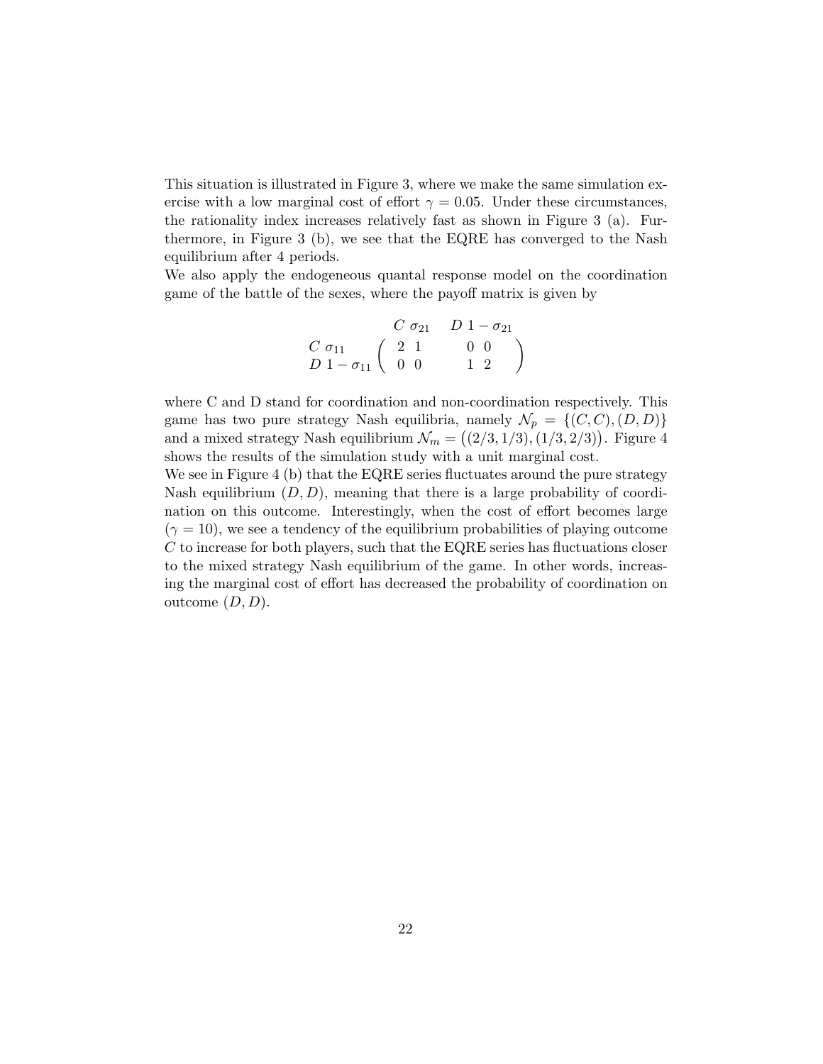This situation is illustrated in Figure 3, where we make the same simulation exercise with a low marginal cost of effort $\gamma = 0.05$. Under these circumstances, the rationality index increases relatively fast as shown in Figure 3 (a). Furthermore, in Figure 3 (b), we see that the EQRE has converged to the Nash equilibrium after 4 periods.

We also apply the endogeneous quantal response model on the coordination game of the battle of the sexes, where the payoff matrix is given by

$$
\begin{array}{c} \\ C\ \sigma_{11} \\ D\ 1-\sigma_{11} \end{array}
\begin{array}{c} \begin{array}{cc} C\ \sigma_{21} & D\ 1-\sigma_{21} \end{array} \\ \left( \begin{array}{cc} 2\ \ 1 & \quad 0\ \ 0 \\ 0\ \ 0 & \quad 1\ \ 2 \end{array} \right) \end{array}
$$

where C and D stand for coordination and non-coordination respectively. This game has two pure strategy Nash equilibria, namely $\mathcal{N}_p = \{(C,C),(D,D)\}$ and a mixed strategy Nash equilibrium $\mathcal{N}_m = \big((2/3,1/3),(1/3,2/3)\big)$. Figure 4 shows the results of the simulation study with a unit marginal cost.

We see in Figure 4 (b) that the EQRE series fluctuates around the pure strategy Nash equilibrium $(D,D)$, meaning that there is a large probability of coordination on this outcome. Interestingly, when the cost of effort becomes large ($\gamma = 10$), we see a tendency of the equilibrium probabilities of playing outcome $C$ to increase for both players, such that the EQRE series has fluctuations closer to the mixed strategy Nash equilibrium of the game. In other words, increasing the marginal cost of effort has decreased the probability of coordination on outcome $(D,D)$.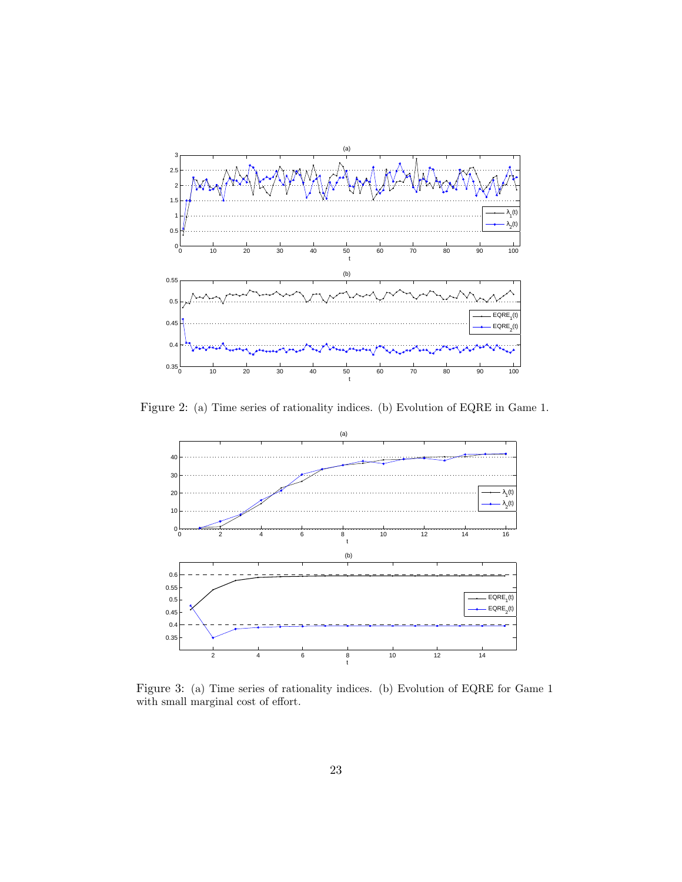(a)

3
2.5
2
1.5
1
0.5
0

0 10 20 30 40 50 60 70 80 90 100

t

$\lambda_1(t)$
$\lambda_2(t)$

(b)

0.55
0.5
0.45
0.4
0.35

0 10 20 30 40 50 60 70 80 90 100

t

$EQRE_1(t)$
$EQRE_2(t)$

Figure 2: (a) Time series of rationality indices. (b) Evolution of EQRE in Game 1.

(a)

40
30
20
10
0

0 2 4 6 8 10 12 14 16

t

$\lambda_1(t)$
$\lambda_2(t)$

(b)

0.6
0.55
0.5
0.45
0.4
0.35

2 4 6 8 10 12 14

t

$EQRE_1(t)$
$EQRE_2(t)$

Figure 3: (a) Time series of rationality indices. (b) Evolution of EQRE for Game 1 with small marginal cost of effort.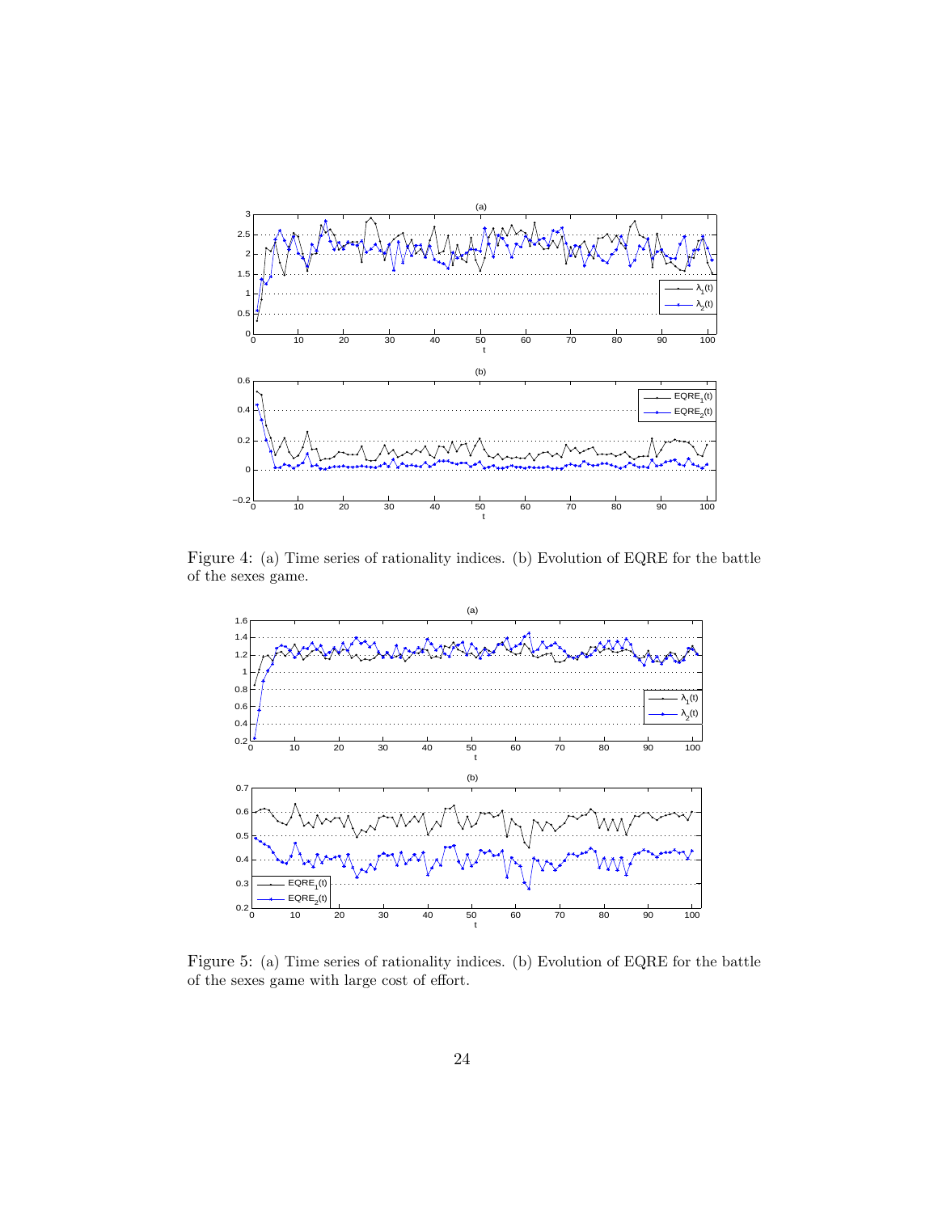(a)

3
2.5
2
1.5
1
0.5
0
0 10 20 30 40 50 60 70 80 90 100
t

$\lambda_1(t)$
$\lambda_2(t)$

(b)

0.6
0.4
0.2
0
−0.2
0 10 20 30 40 50 60 70 80 90 100
t

$EQRE_1(t)$
$EQRE_2(t)$

Figure 4: (a) Time series of rationality indices. (b) Evolution of EQRE for the battle of the sexes game.

(a)

1.6
1.4
1.2
1
0.8
0.6
0.4
0.2
0 10 20 30 40 50 60 70 80 90 100
t

$\lambda_1(t)$
$\lambda_2(t)$

(b)

0.7
0.6
0.5
0.4
0.3
0.2
0 10 20 30 40 50 60 70 80 90 100
t

$EQRE_1(t)$
$EQRE_2(t)$

Figure 5: (a) Time series of rationality indices. (b) Evolution of EQRE for the battle of the sexes game with large cost of effort.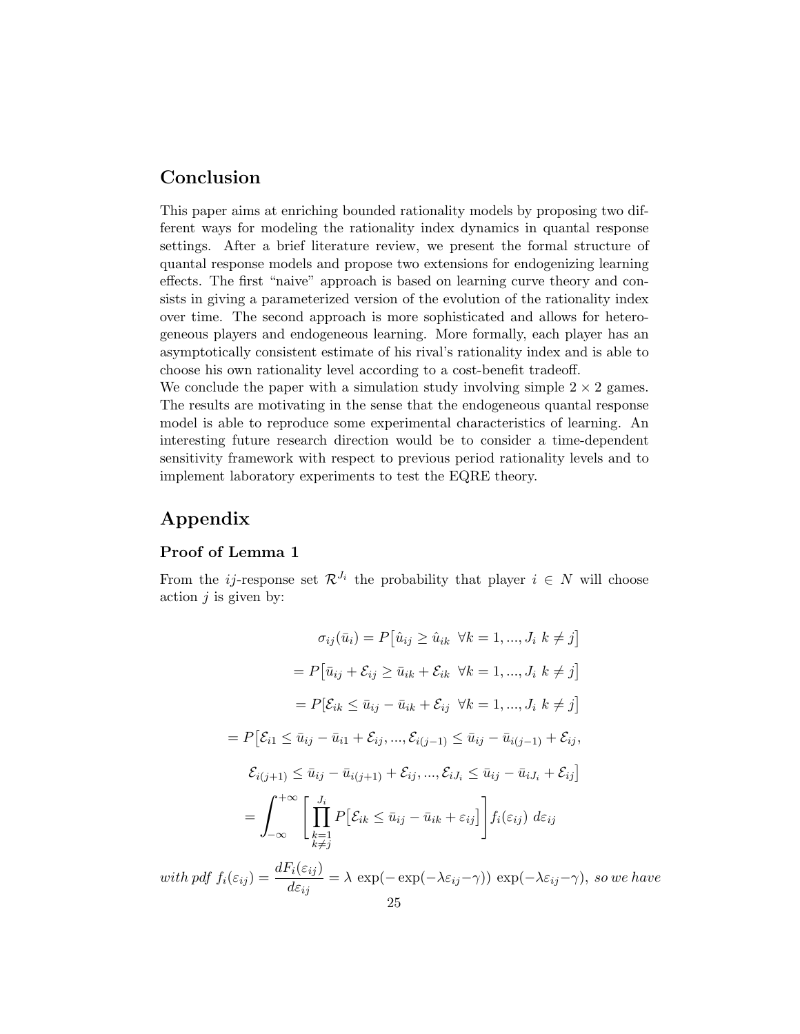## Conclusion

This paper aims at enriching bounded rationality models by proposing two different ways for modeling the rationality index dynamics in quantal response settings. After a brief literature review, we present the formal structure of quantal response models and propose two extensions for endogenizing learning effects. The first "naive" approach is based on learning curve theory and consists in giving a parameterized version of the evolution of the rationality index over time. The second approach is more sophisticated and allows for heterogeneous players and endogeneous learning. More formally, each player has an asymptotically consistent estimate of his rival's rationality index and is able to choose his own rationality level according to a cost-benefit tradeoff.
We conclude the paper with a simulation study involving simple $2 \times 2$ games. The results are motivating in the sense that the endogeneous quantal response model is able to reproduce some experimental characteristics of learning. An interesting future research direction would be to consider a time-dependent sensitivity framework with respect to previous period rationality levels and to implement laboratory experiments to test the EQRE theory.

## Appendix

### Proof of Lemma 1

From the $ij$-response set $\mathcal{R}^{J_i}$ the probability that player $i \in N$ will choose action $j$ is given by:

$$\sigma_{ij}(\bar{u}_i) = P\big[\hat{u}_{ij} \geq \hat{u}_{ik} \;\; \forall k = 1, ..., J_i \;\, k \neq j\big]$$

$$= P\big[\bar{u}_{ij} + \mathcal{E}_{ij} \geq \bar{u}_{ik} + \mathcal{E}_{ik} \;\; \forall k = 1, ..., J_i \;\, k \neq j\big]$$

$$= P[\mathcal{E}_{ik} \leq \bar{u}_{ij} - \bar{u}_{ik} + \mathcal{E}_{ij} \;\; \forall k = 1, ..., J_i \;\, k \neq j\big]$$

$$= P\big[\mathcal{E}_{i1} \leq \bar{u}_{ij} - \bar{u}_{i1} + \mathcal{E}_{ij}, ..., \mathcal{E}_{i(j-1)} \leq \bar{u}_{ij} - \bar{u}_{i(j-1)} + \mathcal{E}_{ij},$$

$$\mathcal{E}_{i(j+1)} \leq \bar{u}_{ij} - \bar{u}_{i(j+1)} + \mathcal{E}_{ij}, ..., \mathcal{E}_{iJ_i} \leq \bar{u}_{ij} - \bar{u}_{iJ_i} + \mathcal{E}_{ij}\big]$$

$$= \int_{-\infty}^{+\infty} \left[ \prod_{\substack{k=1 \\ k \neq j}}^{J_i} P\big[\mathcal{E}_{ik} \leq \bar{u}_{ij} - \bar{u}_{ik} + \varepsilon_{ij}\big] \right] f_i(\varepsilon_{ij}) \; d\varepsilon_{ij}$$

*with pdf* $f_i(\varepsilon_{ij}) = \dfrac{dF_i(\varepsilon_{ij})}{d\varepsilon_{ij}} = \lambda \, \exp(-\exp(-\lambda\varepsilon_{ij} - \gamma)) \, \exp(-\lambda\varepsilon_{ij} - \gamma)$, *so we have*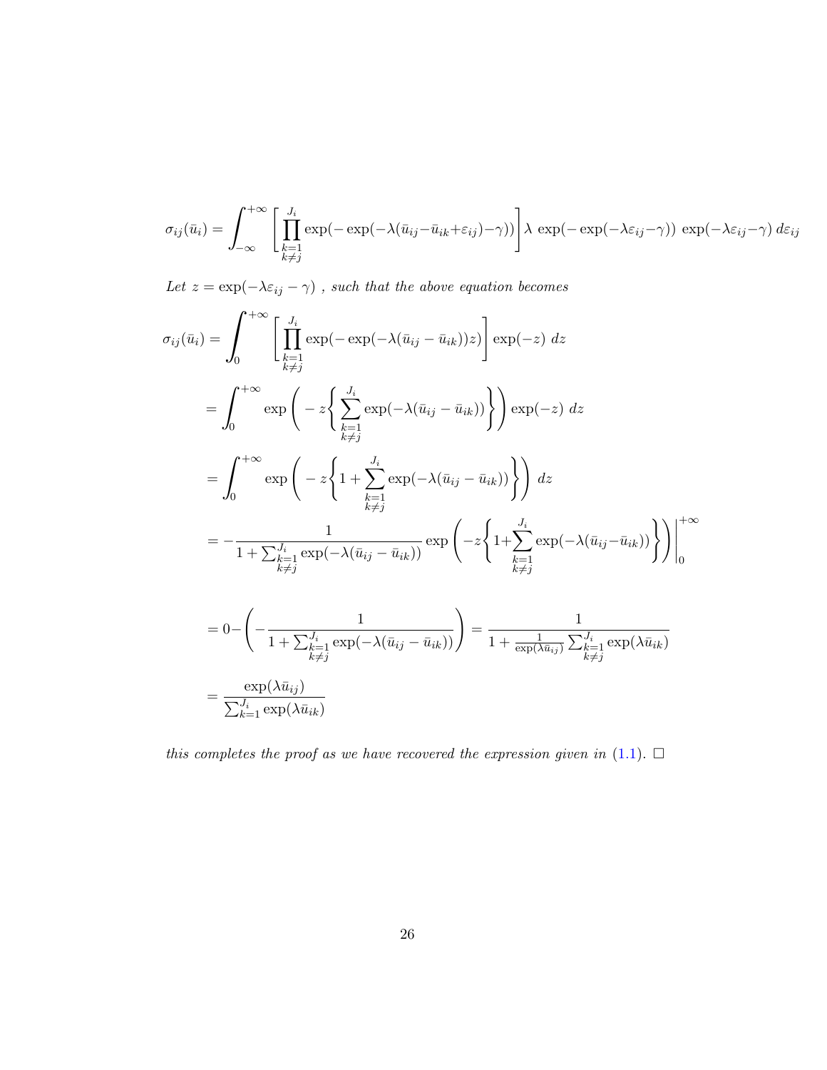$$\sigma_{ij}(\bar{u}_i) = \int_{-\infty}^{+\infty} \left[ \prod_{\substack{k=1 \\ k \neq j}}^{J_i} \exp(-\exp(-\lambda(\bar{u}_{ij} - \bar{u}_{ik} + \varepsilon_{ij}) - \gamma)) \right] \lambda \, \exp(-\exp(-\lambda\varepsilon_{ij} - \gamma)) \, \exp(-\lambda\varepsilon_{ij} - \gamma) \, d\varepsilon_{ij}$$

*Let* $z = \exp(-\lambda\varepsilon_{ij} - \gamma)$ *, such that the above equation becomes*

$$\sigma_{ij}(\bar{u}_i) = \int_{0}^{+\infty} \left[ \prod_{\substack{k=1 \\ k \neq j}}^{J_i} \exp(-\exp(-\lambda(\bar{u}_{ij} - \bar{u}_{ik}))z) \right] \exp(-z) \; dz$$

$$= \int_{0}^{+\infty} \exp\left( -z \left\{ \sum_{\substack{k=1 \\ k \neq j}}^{J_i} \exp(-\lambda(\bar{u}_{ij} - \bar{u}_{ik})) \right\} \right) \exp(-z) \; dz$$

$$= \int_{0}^{+\infty} \exp\left( -z \left\{ 1 + \sum_{\substack{k=1 \\ k \neq j}}^{J_i} \exp(-\lambda(\bar{u}_{ij} - \bar{u}_{ik})) \right\} \right) \; dz$$

$$= -\frac{1}{1 + \sum_{\substack{k=1 \\ k \neq j}}^{J_i} \exp(-\lambda(\bar{u}_{ij} - \bar{u}_{ik}))} \exp\left( -z \left\{ 1 + \sum_{\substack{k=1 \\ k \neq j}}^{J_i} \exp(-\lambda(\bar{u}_{ij} - \bar{u}_{ik})) \right\} \right) \Bigg|_{0}^{+\infty}$$

$$= 0 - \left( -\frac{1}{1 + \sum_{\substack{k=1 \\ k \neq j}}^{J_i} \exp(-\lambda(\bar{u}_{ij} - \bar{u}_{ik}))} \right) = \frac{1}{1 + \frac{1}{\exp(\lambda\bar{u}_{ij})} \sum_{\substack{k=1 \\ k \neq j}}^{J_i} \exp(\lambda\bar{u}_{ik})}$$

$$= \frac{\exp(\lambda\bar{u}_{ij})}{\sum_{k=1}^{J_i} \exp(\lambda\bar{u}_{ik})}$$

*this completes the proof as we have recovered the expression given in* (1.1). □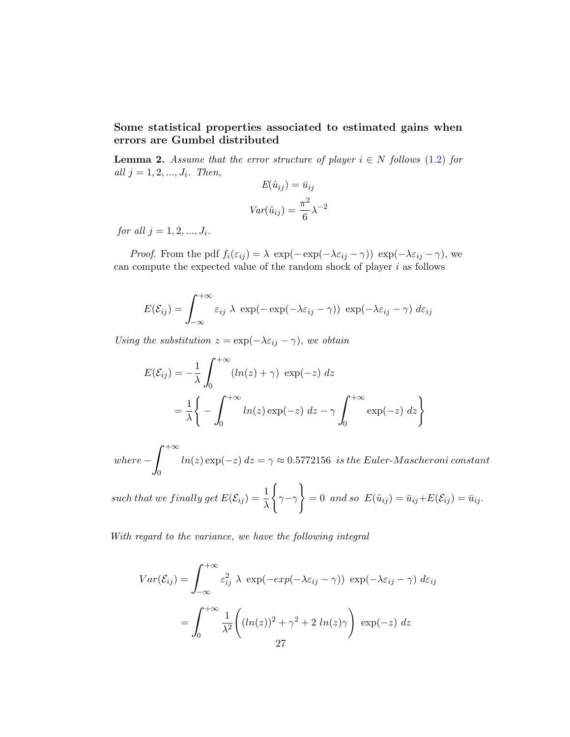**Some statistical properties associated to estimated gains when errors are Gumbel distributed**

**Lemma 2.** *Assume that the error structure of player $i \in N$ follows (1.2) for all $j = 1, 2, ..., J_i$. Then,*

$$E(\hat{u}_{ij}) = \bar{u}_{ij}$$

$$Var(\hat{u}_{ij}) = \frac{\pi^2}{6}\lambda^{-2}$$

*for all $j = 1, 2, ..., J_i$.*

*Proof.* From the pdf $f_i(\varepsilon_{ij}) = \lambda\ \exp(-\exp(-\lambda\varepsilon_{ij} - \gamma))\ \exp(-\lambda\varepsilon_{ij} - \gamma)$, we can compute the expected value of the random shock of player $i$ as follows

$$E(\mathcal{E}_{ij}) = \int_{-\infty}^{+\infty} \varepsilon_{ij}\ \lambda\ \exp(-\exp(-\lambda\varepsilon_{ij} - \gamma))\ \exp(-\lambda\varepsilon_{ij} - \gamma)\ d\varepsilon_{ij}$$

*Using the substitution $z = \exp(-\lambda\varepsilon_{ij} - \gamma)$, we obtain*

$$\begin{aligned} E(\mathcal{E}_{ij}) &= -\frac{1}{\lambda}\int_{0}^{+\infty} (ln(z) + \gamma)\ \exp(-z)\ dz \\ &= \frac{1}{\lambda}\Bigg\{ -\int_{0}^{+\infty} ln(z)\exp(-z)\ dz - \gamma\int_{0}^{+\infty} \exp(-z)\ dz\Bigg\} \end{aligned}$$

*where* $-\displaystyle\int_{0}^{+\infty} ln(z)\exp(-z)\ dz = \gamma \approx 0.5772156$ *is the Euler-Mascheroni constant*

*such that we finally get* $E(\mathcal{E}_{ij}) = \dfrac{1}{\lambda}\Bigg\{\gamma - \gamma\Bigg\} = 0$ *and so* $E(\hat{u}_{ij}) = \bar{u}_{ij} + E(\mathcal{E}_{ij}) = \bar{u}_{ij}$.

*With regard to the variance, we have the following integral*

$$\begin{aligned} Var(\mathcal{E}_{ij}) &= \int_{-\infty}^{+\infty} \varepsilon_{ij}^2\ \lambda\ \exp(-exp(-\lambda\varepsilon_{ij} - \gamma))\ \exp(-\lambda\varepsilon_{ij} - \gamma)\ d\varepsilon_{ij} \\ &= \int_{0}^{+\infty} \frac{1}{\lambda^2}\Bigg((ln(z))^2 + \gamma^2 + 2\ ln(z)\gamma\Bigg)\ \exp(-z)\ dz \end{aligned}$$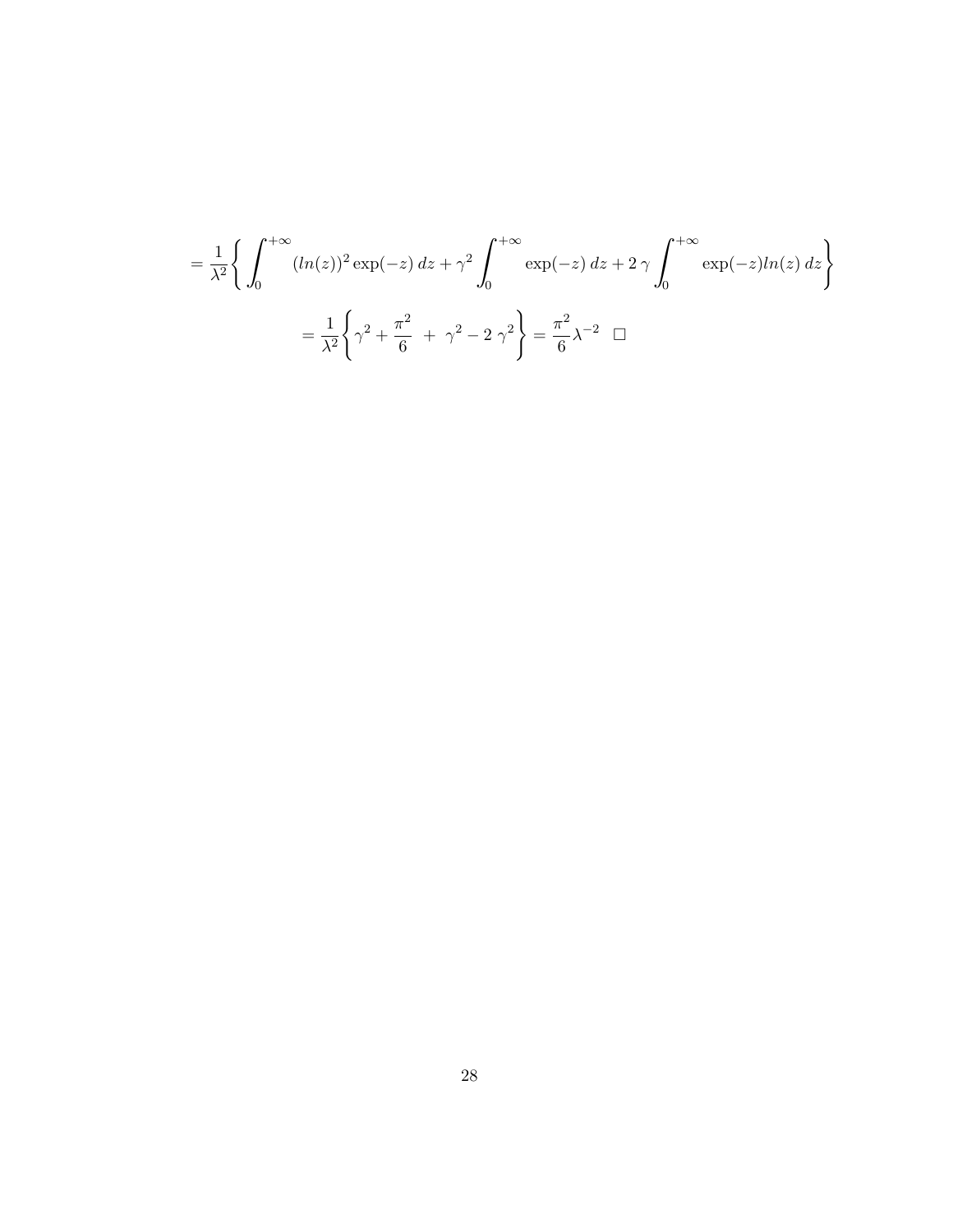$$= \frac{1}{\lambda^2}\left\{ \int_0^{+\infty} (ln(z))^2 \exp(-z)\, dz + \gamma^2 \int_0^{+\infty} \exp(-z)\, dz + 2\,\gamma \int_0^{+\infty} \exp(-z) ln(z)\, dz \right\}$$

$$= \frac{1}{\lambda^2}\left\{ \gamma^2 + \frac{\pi^2}{6} \; + \; \gamma^2 - 2\;\gamma^2 \right\} = \frac{\pi^2}{6}\lambda^{-2} \quad \square$$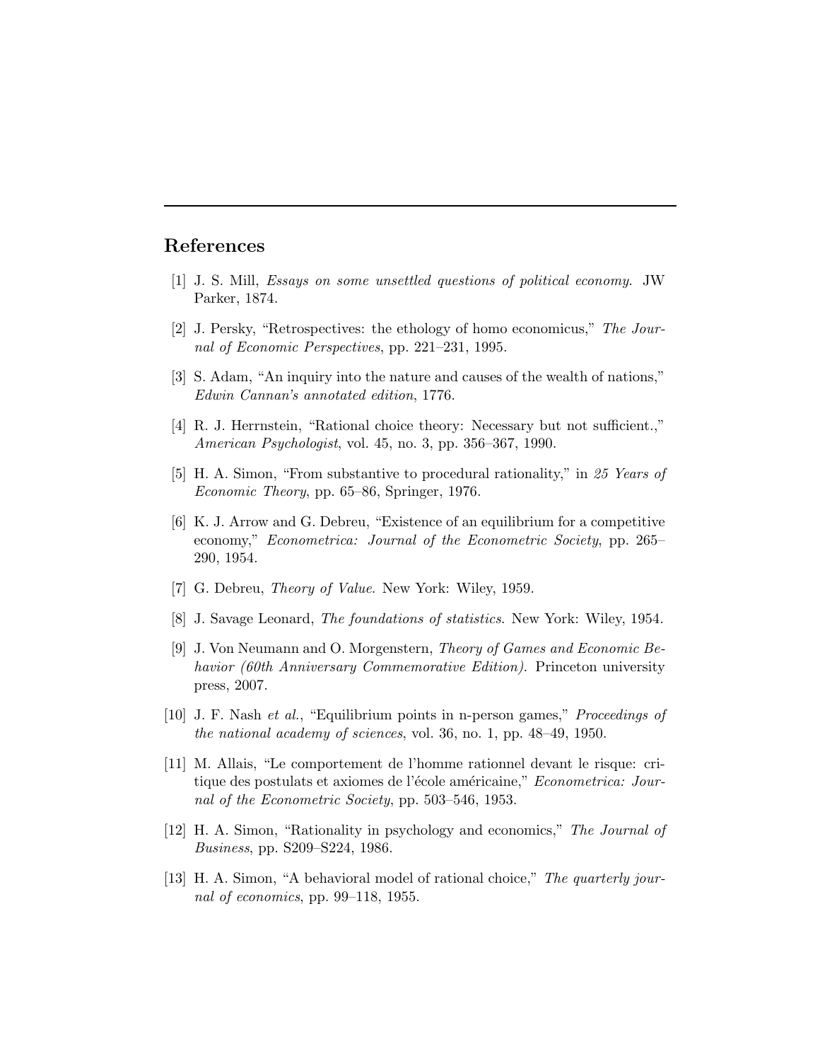## References

[1] J. S. Mill, *Essays on some unsettled questions of political economy*. JW Parker, 1874.

[2] J. Persky, "Retrospectives: the ethology of homo economicus," *The Journal of Economic Perspectives*, pp. 221–231, 1995.

[3] S. Adam, "An inquiry into the nature and causes of the wealth of nations," *Edwin Cannan's annotated edition*, 1776.

[4] R. J. Herrnstein, "Rational choice theory: Necessary but not sufficient.," *American Psychologist*, vol. 45, no. 3, pp. 356–367, 1990.

[5] H. A. Simon, "From substantive to procedural rationality," in *25 Years of Economic Theory*, pp. 65–86, Springer, 1976.

[6] K. J. Arrow and G. Debreu, "Existence of an equilibrium for a competitive economy," *Econometrica: Journal of the Econometric Society*, pp. 265–290, 1954.

[7] G. Debreu, *Theory of Value*. New York: Wiley, 1959.

[8] J. Savage Leonard, *The foundations of statistics*. New York: Wiley, 1954.

[9] J. Von Neumann and O. Morgenstern, *Theory of Games and Economic Behavior (60th Anniversary Commemorative Edition)*. Princeton university press, 2007.

[10] J. F. Nash *et al.*, "Equilibrium points in n-person games," *Proceedings of the national academy of sciences*, vol. 36, no. 1, pp. 48–49, 1950.

[11] M. Allais, "Le comportement de l'homme rationnel devant le risque: critique des postulats et axiomes de l'école américaine," *Econometrica: Journal of the Econometric Society*, pp. 503–546, 1953.

[12] H. A. Simon, "Rationality in psychology and economics," *The Journal of Business*, pp. S209–S224, 1986.

[13] H. A. Simon, "A behavioral model of rational choice," *The quarterly journal of economics*, pp. 99–118, 1955.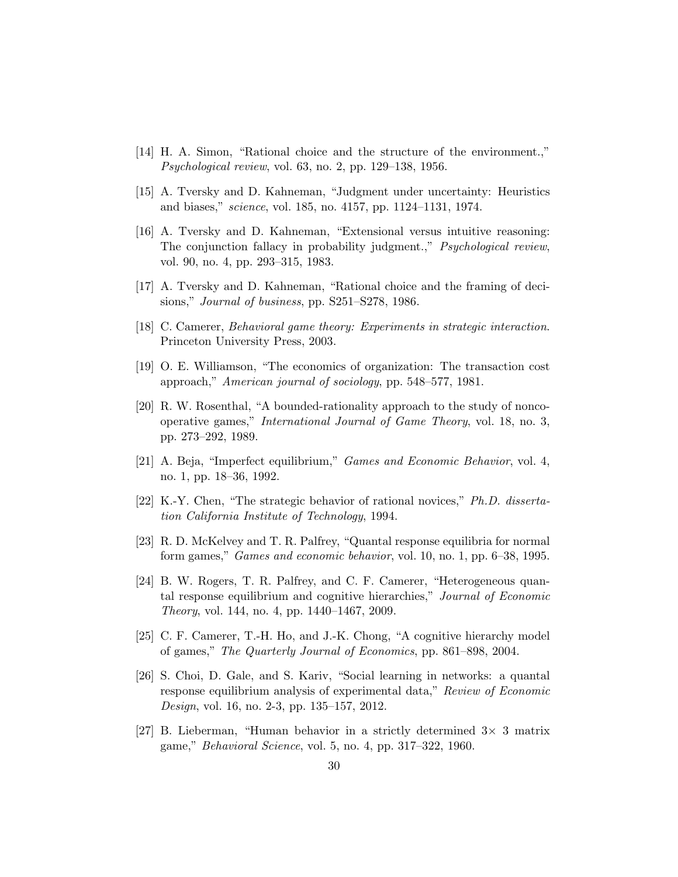[14] H. A. Simon, "Rational choice and the structure of the environment.," *Psychological review*, vol. 63, no. 2, pp. 129–138, 1956.

[15] A. Tversky and D. Kahneman, "Judgment under uncertainty: Heuristics and biases," *science*, vol. 185, no. 4157, pp. 1124–1131, 1974.

[16] A. Tversky and D. Kahneman, "Extensional versus intuitive reasoning: The conjunction fallacy in probability judgment.," *Psychological review*, vol. 90, no. 4, pp. 293–315, 1983.

[17] A. Tversky and D. Kahneman, "Rational choice and the framing of decisions," *Journal of business*, pp. S251–S278, 1986.

[18] C. Camerer, *Behavioral game theory: Experiments in strategic interaction*. Princeton University Press, 2003.

[19] O. E. Williamson, "The economics of organization: The transaction cost approach," *American journal of sociology*, pp. 548–577, 1981.

[20] R. W. Rosenthal, "A bounded-rationality approach to the study of noncooperative games," *International Journal of Game Theory*, vol. 18, no. 3, pp. 273–292, 1989.

[21] A. Beja, "Imperfect equilibrium," *Games and Economic Behavior*, vol. 4, no. 1, pp. 18–36, 1992.

[22] K.-Y. Chen, "The strategic behavior of rational novices," *Ph.D. dissertation California Institute of Technology*, 1994.

[23] R. D. McKelvey and T. R. Palfrey, "Quantal response equilibria for normal form games," *Games and economic behavior*, vol. 10, no. 1, pp. 6–38, 1995.

[24] B. W. Rogers, T. R. Palfrey, and C. F. Camerer, "Heterogeneous quantal response equilibrium and cognitive hierarchies," *Journal of Economic Theory*, vol. 144, no. 4, pp. 1440–1467, 2009.

[25] C. F. Camerer, T.-H. Ho, and J.-K. Chong, "A cognitive hierarchy model of games," *The Quarterly Journal of Economics*, pp. 861–898, 2004.

[26] S. Choi, D. Gale, and S. Kariv, "Social learning in networks: a quantal response equilibrium analysis of experimental data," *Review of Economic Design*, vol. 16, no. 2-3, pp. 135–157, 2012.

[27] B. Lieberman, "Human behavior in a strictly determined $3\times 3$ matrix game," *Behavioral Science*, vol. 5, no. 4, pp. 317–322, 1960.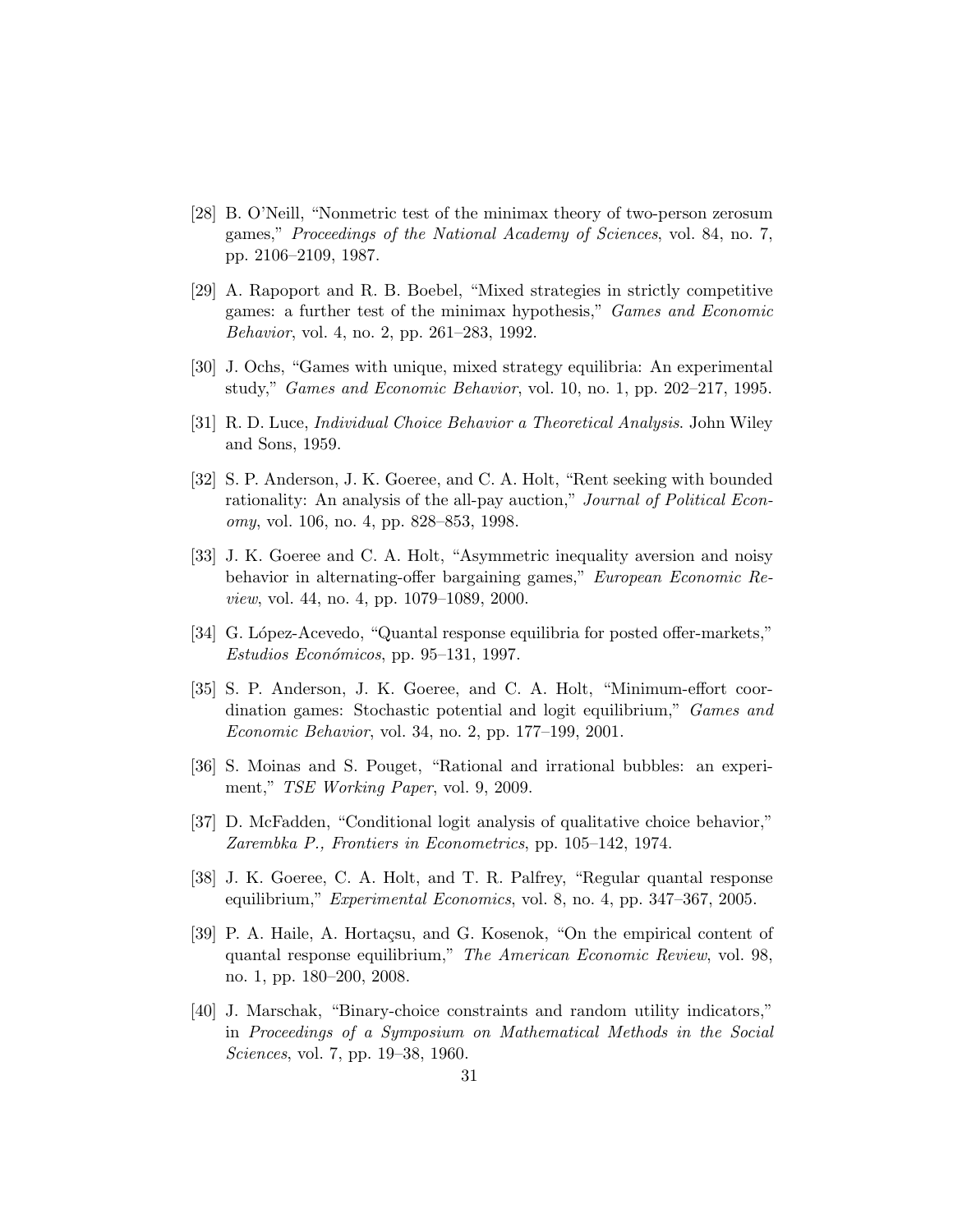[28] B. O'Neill, "Nonmetric test of the minimax theory of two-person zerosum games," *Proceedings of the National Academy of Sciences*, vol. 84, no. 7, pp. 2106–2109, 1987.

[29] A. Rapoport and R. B. Boebel, "Mixed strategies in strictly competitive games: a further test of the minimax hypothesis," *Games and Economic Behavior*, vol. 4, no. 2, pp. 261–283, 1992.

[30] J. Ochs, "Games with unique, mixed strategy equilibria: An experimental study," *Games and Economic Behavior*, vol. 10, no. 1, pp. 202–217, 1995.

[31] R. D. Luce, *Individual Choice Behavior a Theoretical Analysis*. John Wiley and Sons, 1959.

[32] S. P. Anderson, J. K. Goeree, and C. A. Holt, "Rent seeking with bounded rationality: An analysis of the all-pay auction," *Journal of Political Economy*, vol. 106, no. 4, pp. 828–853, 1998.

[33] J. K. Goeree and C. A. Holt, "Asymmetric inequality aversion and noisy behavior in alternating-offer bargaining games," *European Economic Review*, vol. 44, no. 4, pp. 1079–1089, 2000.

[34] G. López-Acevedo, "Quantal response equilibria for posted offer-markets," *Estudios Económicos*, pp. 95–131, 1997.

[35] S. P. Anderson, J. K. Goeree, and C. A. Holt, "Minimum-effort coordination games: Stochastic potential and logit equilibrium," *Games and Economic Behavior*, vol. 34, no. 2, pp. 177–199, 2001.

[36] S. Moinas and S. Pouget, "Rational and irrational bubbles: an experiment," *TSE Working Paper*, vol. 9, 2009.

[37] D. McFadden, "Conditional logit analysis of qualitative choice behavior," *Zarembka P., Frontiers in Econometrics*, pp. 105–142, 1974.

[38] J. K. Goeree, C. A. Holt, and T. R. Palfrey, "Regular quantal response equilibrium," *Experimental Economics*, vol. 8, no. 4, pp. 347–367, 2005.

[39] P. A. Haile, A. Hortaçsu, and G. Kosenok, "On the empirical content of quantal response equilibrium," *The American Economic Review*, vol. 98, no. 1, pp. 180–200, 2008.

[40] J. Marschak, "Binary-choice constraints and random utility indicators," in *Proceedings of a Symposium on Mathematical Methods in the Social Sciences*, vol. 7, pp. 19–38, 1960.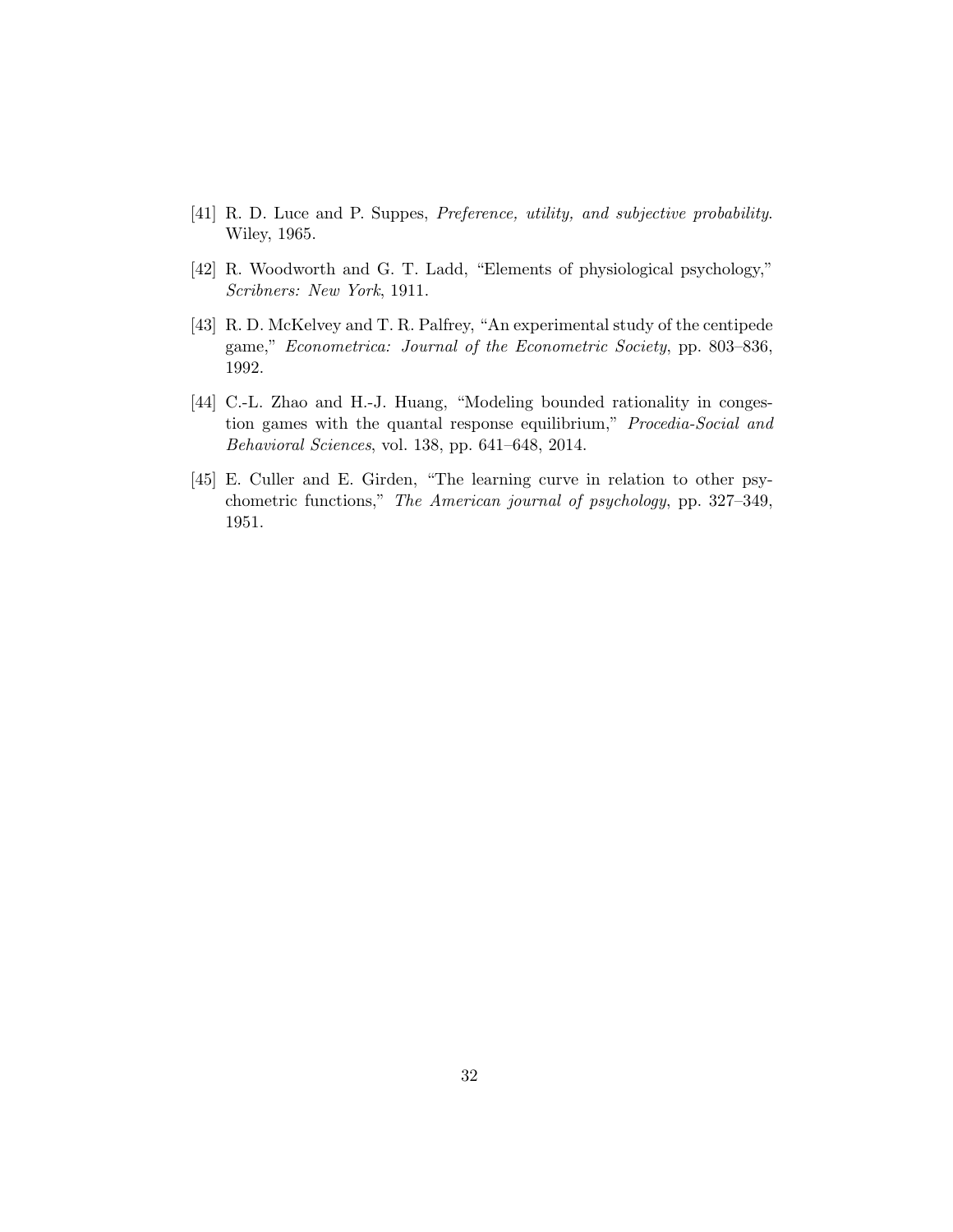[41] R. D. Luce and P. Suppes, *Preference, utility, and subjective probability*. Wiley, 1965.

[42] R. Woodworth and G. T. Ladd, "Elements of physiological psychology," *Scribners: New York*, 1911.

[43] R. D. McKelvey and T. R. Palfrey, "An experimental study of the centipede game," *Econometrica: Journal of the Econometric Society*, pp. 803–836, 1992.

[44] C.-L. Zhao and H.-J. Huang, "Modeling bounded rationality in congestion games with the quantal response equilibrium," *Procedia-Social and Behavioral Sciences*, vol. 138, pp. 641–648, 2014.

[45] E. Culler and E. Girden, "The learning curve in relation to other psychometric functions," *The American journal of psychology*, pp. 327–349, 1951.